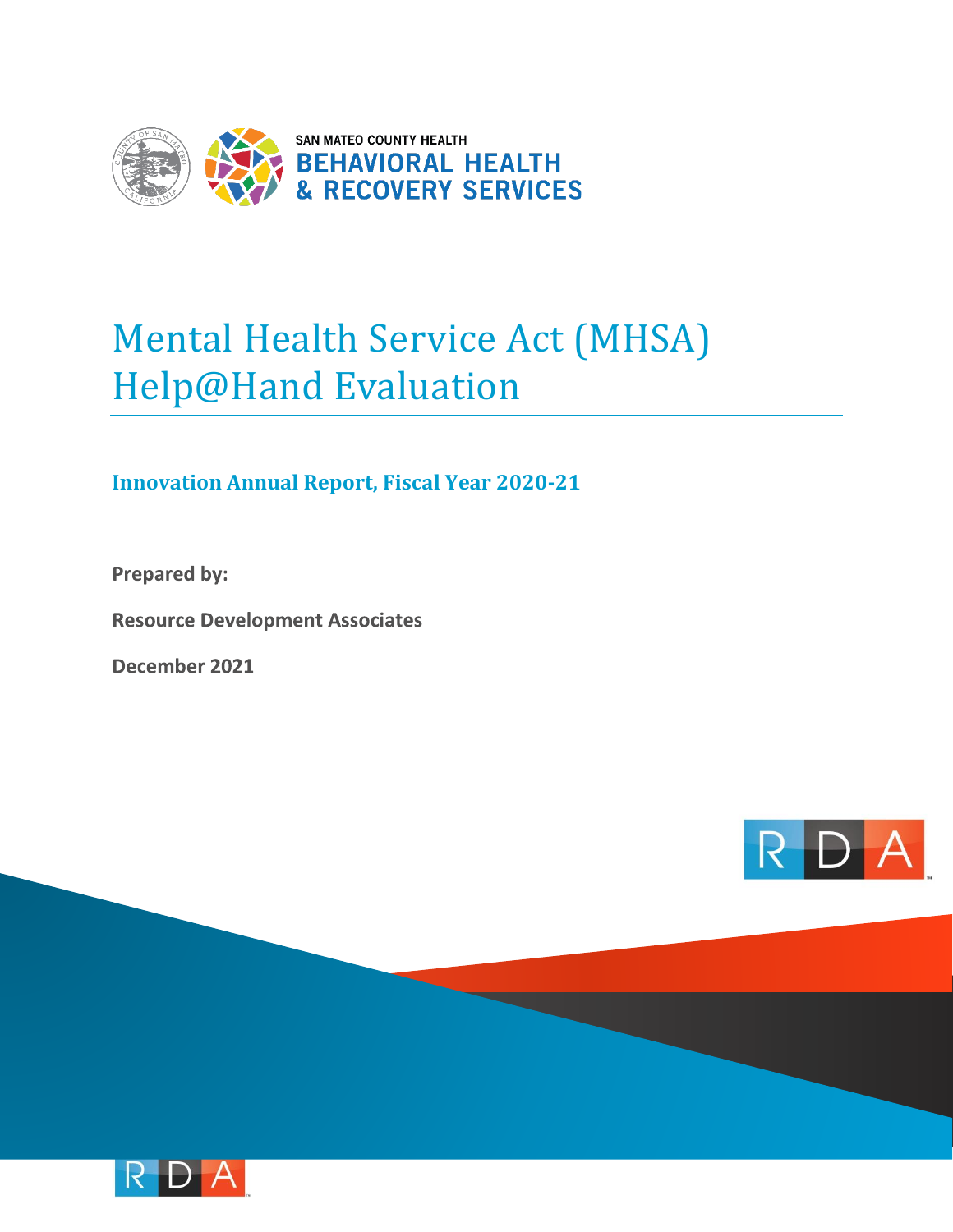SAN MATEO COUNTY HEALTH
BEHAVIORAL HEALTH
& RECOVERY SERVICES

# Mental Health Service Act (MHSA) Help@Hand Evaluation

## Innovation Annual Report, Fiscal Year 2020-21

**Prepared by:**

**Resource Development Associates**

**December 2021**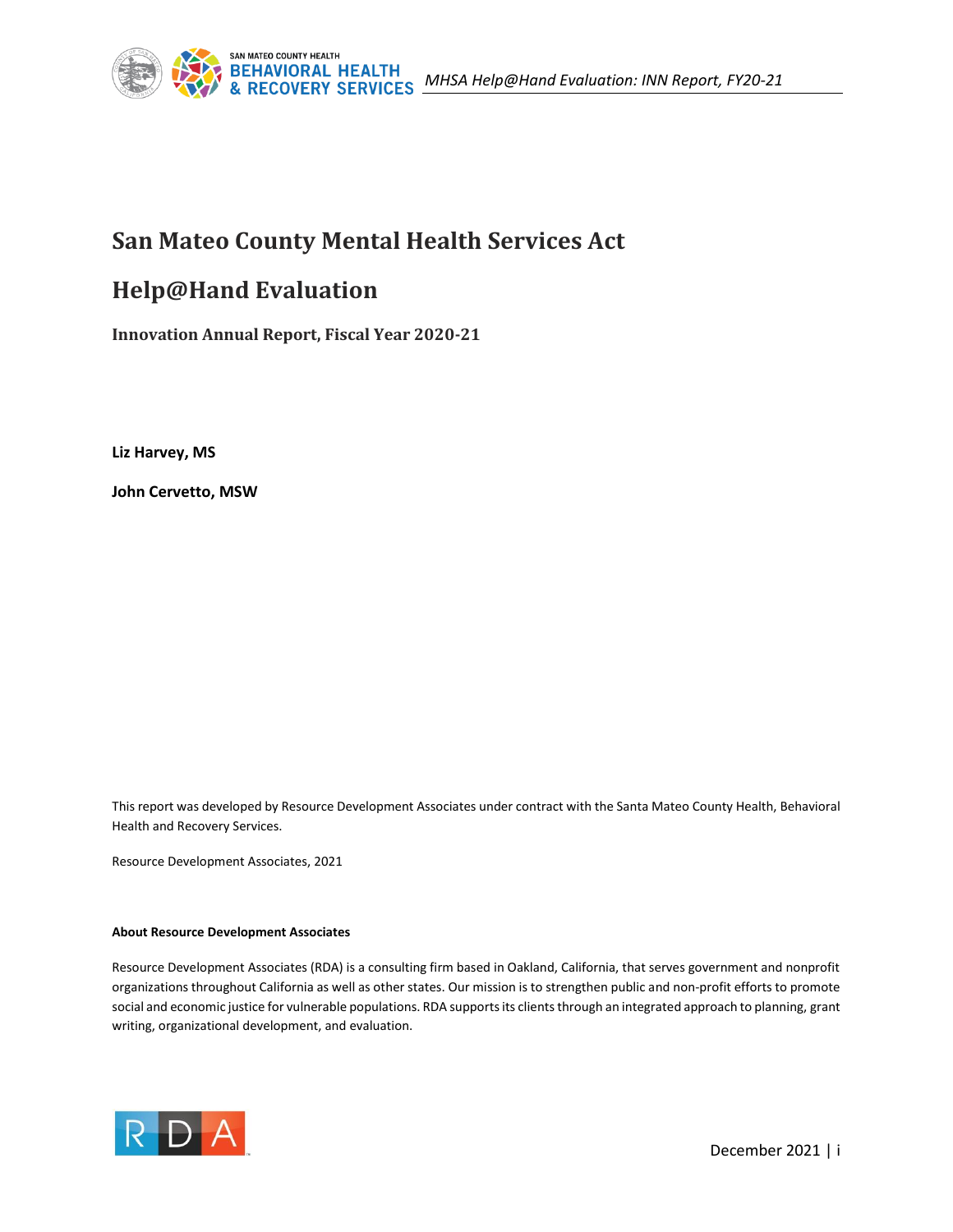# San Mateo County Mental Health Services Act

# Help@Hand Evaluation

### Innovation Annual Report, Fiscal Year 2020-21

**Liz Harvey, MS**

**John Cervetto, MSW**

This report was developed by Resource Development Associates under contract with the Santa Mateo County Health, Behavioral Health and Recovery Services.

Resource Development Associates, 2021

#### About Resource Development Associates

Resource Development Associates (RDA) is a consulting firm based in Oakland, California, that serves government and nonprofit organizations throughout California as well as other states. Our mission is to strengthen public and non-profit efforts to promote social and economic justice for vulnerable populations. RDA supports its clients through an integrated approach to planning, grant writing, organizational development, and evaluation.

December 2021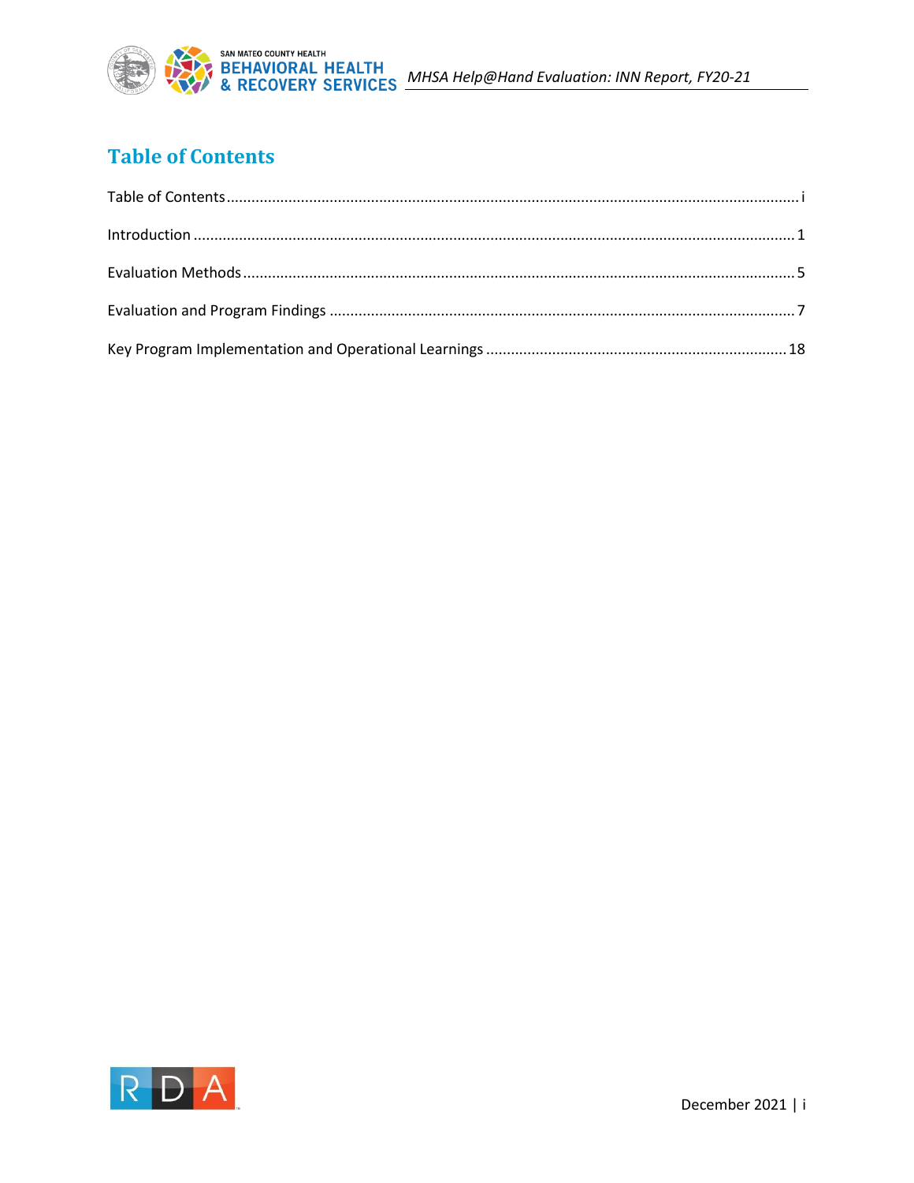## Table of Contents

Table of Contents ........................................................................................................................................ i

Introduction ................................................................................................................................................ 1

Evaluation Methods .................................................................................................................................... 5

Evaluation and Program Findings ............................................................................................................... 7

Key Program Implementation and Operational Learnings ........................................................................ 18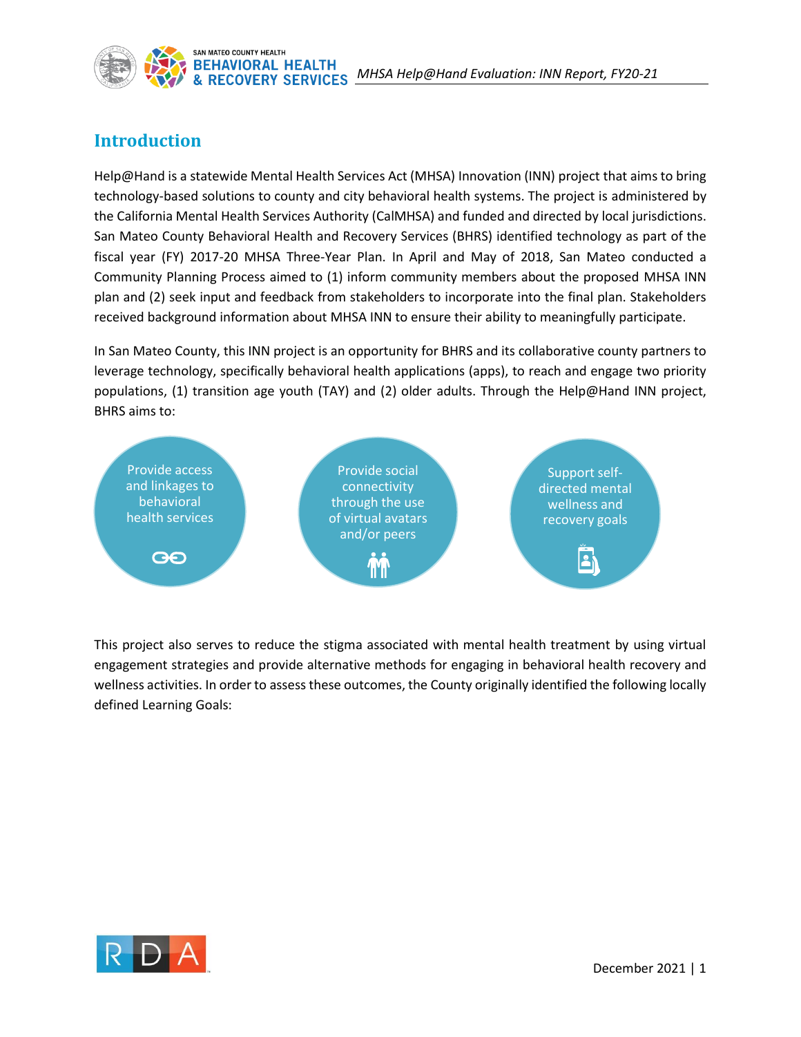## Introduction

Help@Hand is a statewide Mental Health Services Act (MHSA) Innovation (INN) project that aims to bring technology-based solutions to county and city behavioral health systems. The project is administered by the California Mental Health Services Authority (CalMHSA) and funded and directed by local jurisdictions. San Mateo County Behavioral Health and Recovery Services (BHRS) identified technology as part of the fiscal year (FY) 2017-20 MHSA Three-Year Plan. In April and May of 2018, San Mateo conducted a Community Planning Process aimed to (1) inform community members about the proposed MHSA INN plan and (2) seek input and feedback from stakeholders to incorporate into the final plan. Stakeholders received background information about MHSA INN to ensure their ability to meaningfully participate.

In San Mateo County, this INN project is an opportunity for BHRS and its collaborative county partners to leverage technology, specifically behavioral health applications (apps), to reach and engage two priority populations, (1) transition age youth (TAY) and (2) older adults. Through the Help@Hand INN project, BHRS aims to:

- Provide access and linkages to behavioral health services
- Provide social connectivity through the use of virtual avatars and/or peers
- Support self-directed mental wellness and recovery goals

This project also serves to reduce the stigma associated with mental health treatment by using virtual engagement strategies and provide alternative methods for engaging in behavioral health recovery and wellness activities. In order to assess these outcomes, the County originally identified the following locally defined Learning Goals: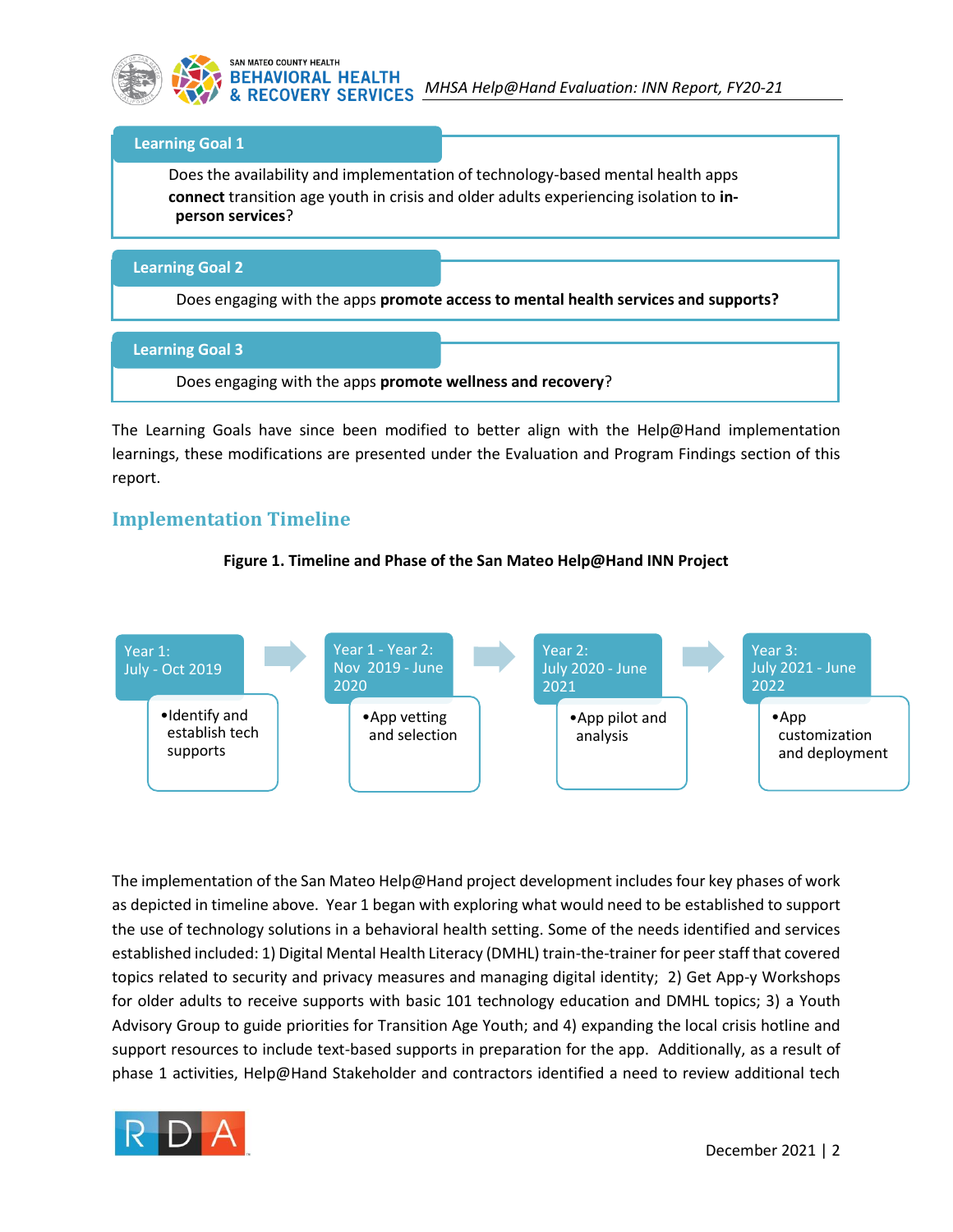**Learning Goal 1**

Does the availability and implementation of technology-based mental health apps **connect** transition age youth in crisis and older adults experiencing isolation to **in-person services**?

**Learning Goal 2**

Does engaging with the apps **promote access to mental health services and supports?**

**Learning Goal 3**

Does engaging with the apps **promote wellness and recovery**?

The Learning Goals have since been modified to better align with the Help@Hand implementation learnings, these modifications are presented under the Evaluation and Program Findings section of this report.

## Implementation Timeline

**Figure 1. Timeline and Phase of the San Mateo Help@Hand INN Project**

| Year 1: July - Oct 2019 | Year 1 - Year 2: Nov 2019 - June 2020 | Year 2: July 2020 - June 2021 | Year 3: July 2021 - June 2022 |
| --- | --- | --- | --- |
| • Identify and establish tech supports | • App vetting and selection | • App pilot and analysis | • App customization and deployment |

The implementation of the San Mateo Help@Hand project development includes four key phases of work as depicted in timeline above. Year 1 began with exploring what would need to be established to support the use of technology solutions in a behavioral health setting. Some of the needs identified and services established included: 1) Digital Mental Health Literacy (DMHL) train-the-trainer for peer staff that covered topics related to security and privacy measures and managing digital identity; 2) Get App-y Workshops for older adults to receive supports with basic 101 technology education and DMHL topics; 3) a Youth Advisory Group to guide priorities for Transition Age Youth; and 4) expanding the local crisis hotline and support resources to include text-based supports in preparation for the app. Additionally, as a result of phase 1 activities, Help@Hand Stakeholder and contractors identified a need to review additional tech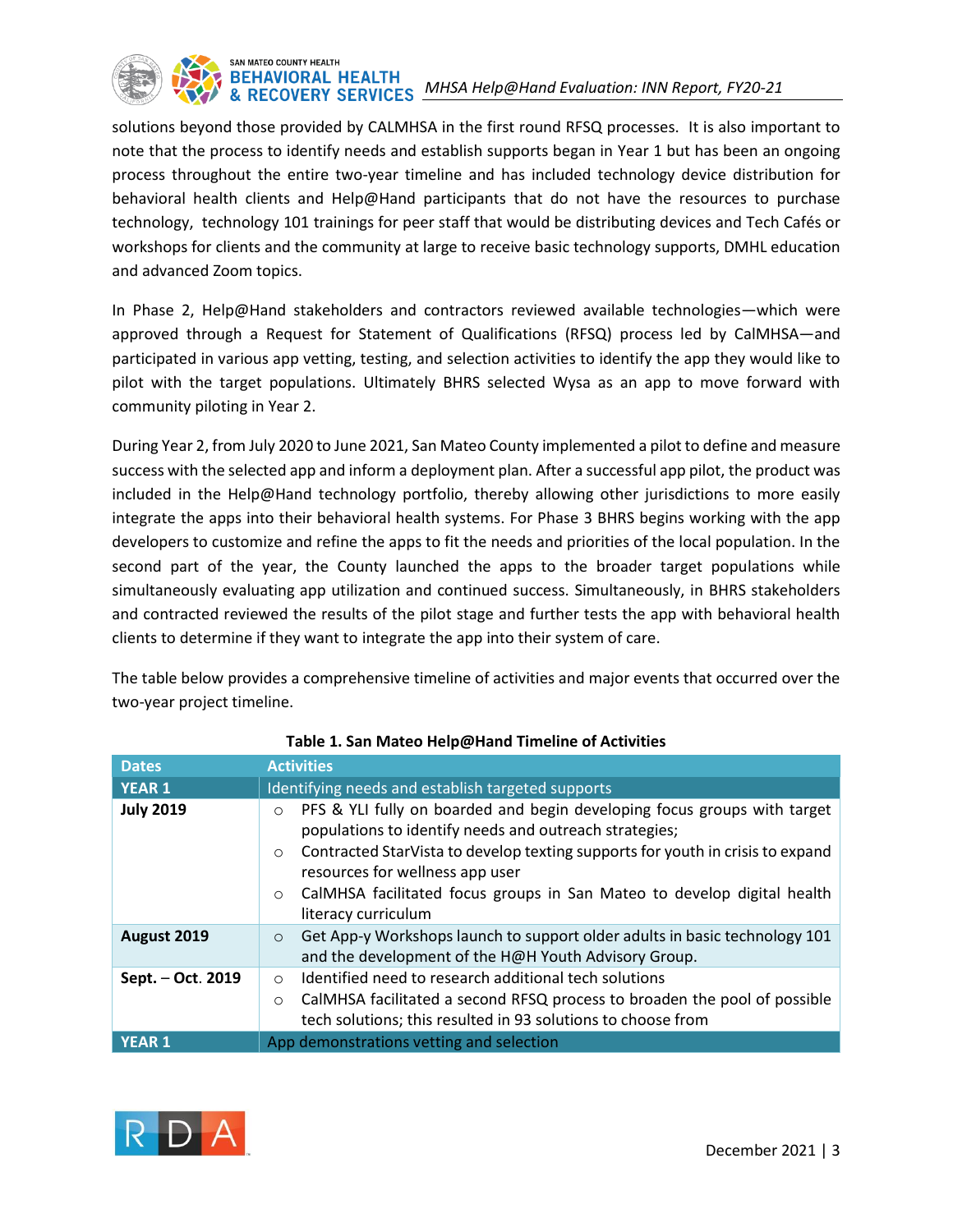solutions beyond those provided by CALMHSA in the first round RFSQ processes. It is also important to note that the process to identify needs and establish supports began in Year 1 but has been an ongoing process throughout the entire two-year timeline and has included technology device distribution for behavioral health clients and Help@Hand participants that do not have the resources to purchase technology, technology 101 trainings for peer staff that would be distributing devices and Tech Cafés or workshops for clients and the community at large to receive basic technology supports, DMHL education and advanced Zoom topics.

In Phase 2, Help@Hand stakeholders and contractors reviewed available technologies—which were approved through a Request for Statement of Qualifications (RFSQ) process led by CalMHSA—and participated in various app vetting, testing, and selection activities to identify the app they would like to pilot with the target populations. Ultimately BHRS selected Wysa as an app to move forward with community piloting in Year 2.

During Year 2, from July 2020 to June 2021, San Mateo County implemented a pilot to define and measure success with the selected app and inform a deployment plan. After a successful app pilot, the product was included in the Help@Hand technology portfolio, thereby allowing other jurisdictions to more easily integrate the apps into their behavioral health systems. For Phase 3 BHRS begins working with the app developers to customize and refine the apps to fit the needs and priorities of the local population. In the second part of the year, the County launched the apps to the broader target populations while simultaneously evaluating app utilization and continued success. Simultaneously, in BHRS stakeholders and contracted reviewed the results of the pilot stage and further tests the app with behavioral health clients to determine if they want to integrate the app into their system of care.

The table below provides a comprehensive timeline of activities and major events that occurred over the two-year project timeline.

**Table 1. San Mateo Help@Hand Timeline of Activities**

| Dates | Activities |
|---|---|
| **YEAR 1** | Identifying needs and establish targeted supports |
| **July 2019** | ○ PFS & YLI fully on boarded and begin developing focus groups with target populations to identify needs and outreach strategies;<br>○ Contracted StarVista to develop texting supports for youth in crisis to expand resources for wellness app user<br>○ CalMHSA facilitated focus groups in San Mateo to develop digital health literacy curriculum |
| **August 2019** | ○ Get App-y Workshops launch to support older adults in basic technology 101 and the development of the H@H Youth Advisory Group. |
| **Sept. – Oct. 2019** | ○ Identified need to research additional tech solutions<br>○ CalMHSA facilitated a second RFSQ process to broaden the pool of possible tech solutions; this resulted in 93 solutions to choose from |
| **YEAR 1** | App demonstrations vetting and selection |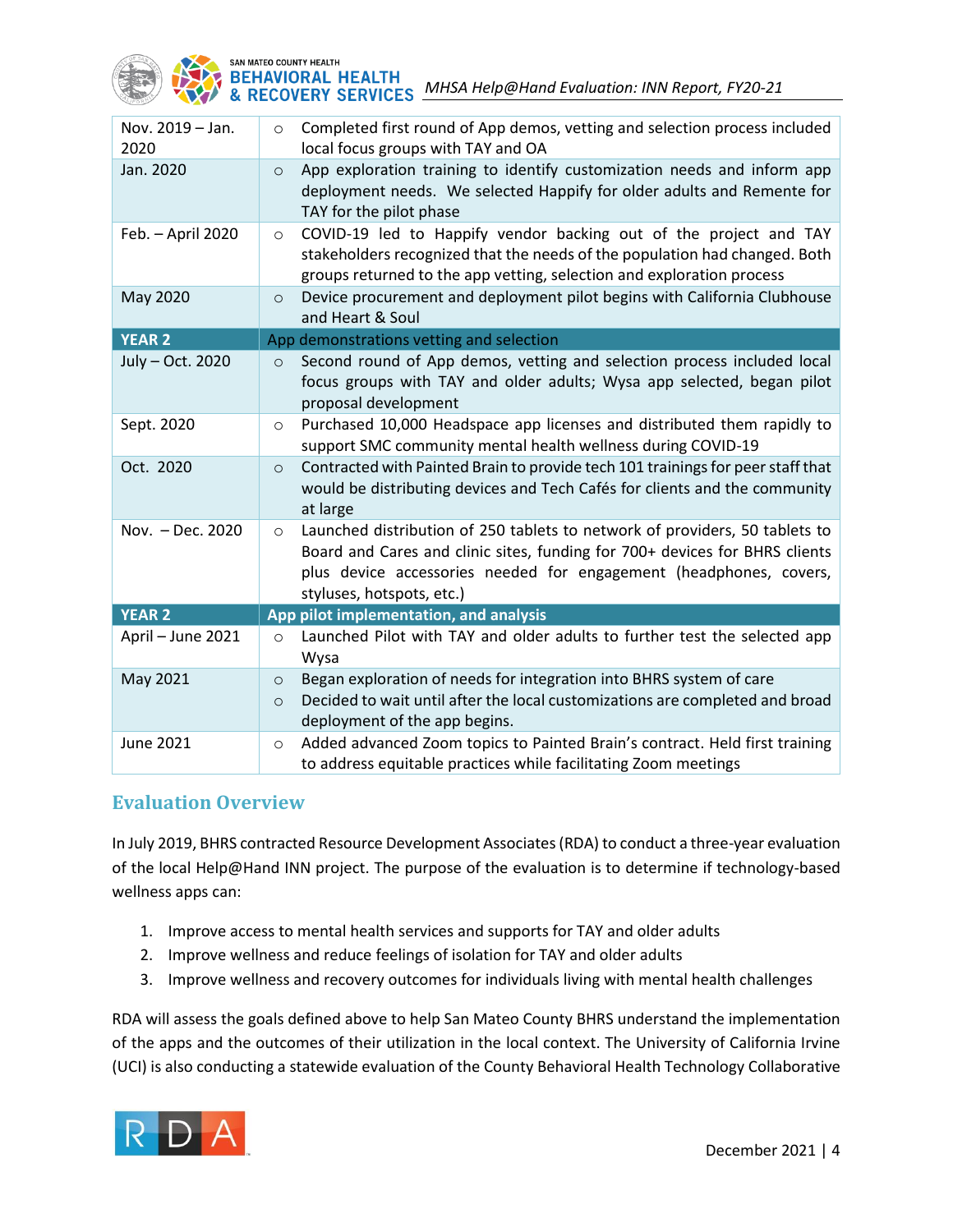| | |
|---|---|
| Nov. 2019 – Jan. 2020 | ○ Completed first round of App demos, vetting and selection process included local focus groups with TAY and OA |
| Jan. 2020 | ○ App exploration training to identify customization needs and inform app deployment needs. We selected Happify for older adults and Remente for TAY for the pilot phase |
| Feb. – April 2020 | ○ COVID-19 led to Happify vendor backing out of the project and TAY stakeholders recognized that the needs of the population had changed. Both groups returned to the app vetting, selection and exploration process |
| May 2020 | ○ Device procurement and deployment pilot begins with California Clubhouse and Heart & Soul |
| **YEAR 2** | App demonstrations vetting and selection |
| July – Oct. 2020 | ○ Second round of App demos, vetting and selection process included local focus groups with TAY and older adults; Wysa app selected, began pilot proposal development |
| Sept. 2020 | ○ Purchased 10,000 Headspace app licenses and distributed them rapidly to support SMC community mental health wellness during COVID-19 |
| Oct. 2020 | ○ Contracted with Painted Brain to provide tech 101 trainings for peer staff that would be distributing devices and Tech Cafés for clients and the community at large |
| Nov. – Dec. 2020 | ○ Launched distribution of 250 tablets to network of providers, 50 tablets to Board and Cares and clinic sites, funding for 700+ devices for BHRS clients plus device accessories needed for engagement (headphones, covers, styluses, hotspots, etc.) |
| **YEAR 2** | **App pilot implementation, and analysis** |
| April – June 2021 | ○ Launched Pilot with TAY and older adults to further test the selected app Wysa |
| May 2021 | ○ Began exploration of needs for integration into BHRS system of care<br>○ Decided to wait until after the local customizations are completed and broad deployment of the app begins. |
| June 2021 | ○ Added advanced Zoom topics to Painted Brain's contract. Held first training to address equitable practices while facilitating Zoom meetings |

## Evaluation Overview

In July 2019, BHRS contracted Resource Development Associates (RDA) to conduct a three-year evaluation of the local Help@Hand INN project. The purpose of the evaluation is to determine if technology-based wellness apps can:

1. Improve access to mental health services and supports for TAY and older adults
2. Improve wellness and reduce feelings of isolation for TAY and older adults
3. Improve wellness and recovery outcomes for individuals living with mental health challenges

RDA will assess the goals defined above to help San Mateo County BHRS understand the implementation of the apps and the outcomes of their utilization in the local context. The University of California Irvine (UCI) is also conducting a statewide evaluation of the County Behavioral Health Technology Collaborative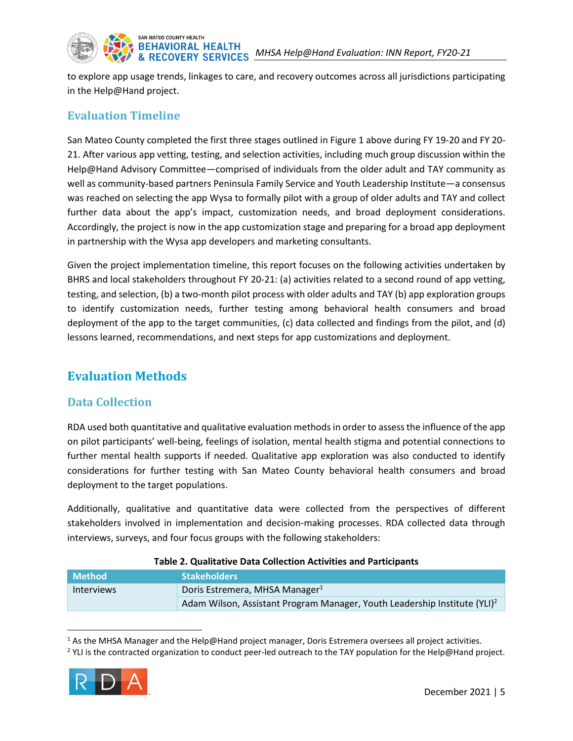to explore app usage trends, linkages to care, and recovery outcomes across all jurisdictions participating in the Help@Hand project.

## Evaluation Timeline

San Mateo County completed the first three stages outlined in Figure 1 above during FY 19-20 and FY 20-21. After various app vetting, testing, and selection activities, including much group discussion within the Help@Hand Advisory Committee—comprised of individuals from the older adult and TAY community as well as community-based partners Peninsula Family Service and Youth Leadership Institute—a consensus was reached on selecting the app Wysa to formally pilot with a group of older adults and TAY and collect further data about the app's impact, customization needs, and broad deployment considerations. Accordingly, the project is now in the app customization stage and preparing for a broad app deployment in partnership with the Wysa app developers and marketing consultants.

Given the project implementation timeline, this report focuses on the following activities undertaken by BHRS and local stakeholders throughout FY 20-21: (a) activities related to a second round of app vetting, testing, and selection, (b) a two-month pilot process with older adults and TAY (b) app exploration groups to identify customization needs, further testing among behavioral health consumers and broad deployment of the app to the target communities, (c) data collected and findings from the pilot, and (d) lessons learned, recommendations, and next steps for app customizations and deployment.

# Evaluation Methods

## Data Collection

RDA used both quantitative and qualitative evaluation methods in order to assess the influence of the app on pilot participants' well-being, feelings of isolation, mental health stigma and potential connections to further mental health supports if needed. Qualitative app exploration was also conducted to identify considerations for further testing with San Mateo County behavioral health consumers and broad deployment to the target populations.

Additionally, qualitative and quantitative data were collected from the perspectives of different stakeholders involved in implementation and decision-making processes. RDA collected data through interviews, surveys, and four focus groups with the following stakeholders:

**Table 2. Qualitative Data Collection Activities and Participants**

| Method | Stakeholders |
|---|---|
| Interviews | Doris Estremera, MHSA Manager[1] |
| | Adam Wilson, Assistant Program Manager, Youth Leadership Institute (YLI)[2] |

[1] As the MHSA Manager and the Help@Hand project manager, Doris Estremera oversees all project activities.

[2] YLI is the contracted organization to conduct peer-led outreach to the TAY population for the Help@Hand project.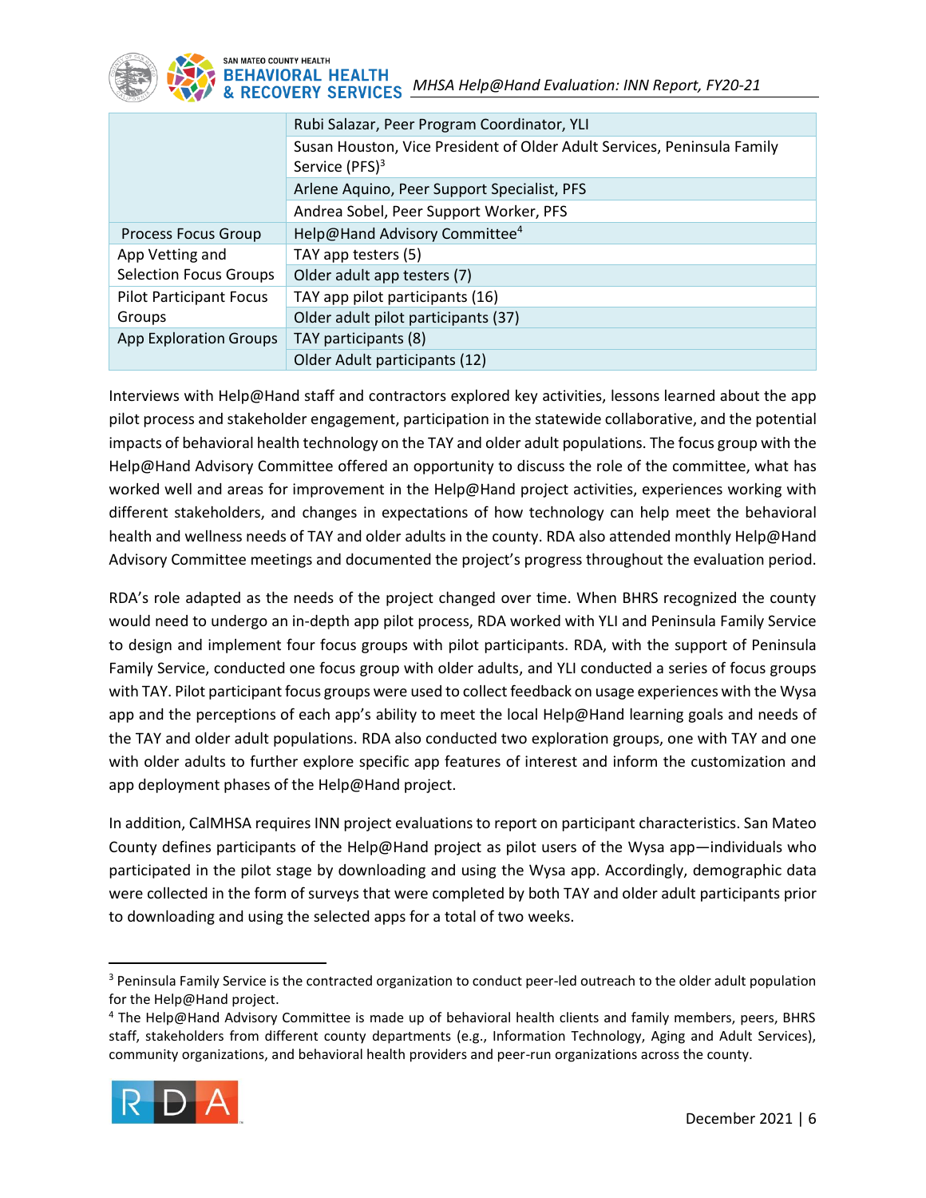| | |
|---|---|
| | Rubi Salazar, Peer Program Coordinator, YLI |
| | Susan Houston, Vice President of Older Adult Services, Peninsula Family Service (PFS)[3] |
| | Arlene Aquino, Peer Support Specialist, PFS |
| | Andrea Sobel, Peer Support Worker, PFS |
| Process Focus Group | Help@Hand Advisory Committee[4] |
| App Vetting and Selection Focus Groups | TAY app testers (5) |
| | Older adult app testers (7) |
| Pilot Participant Focus Groups | TAY app pilot participants (16) |
| | Older adult pilot participants (37) |
| App Exploration Groups | TAY participants (8) |
| | Older Adult participants (12) |

Interviews with Help@Hand staff and contractors explored key activities, lessons learned about the app pilot process and stakeholder engagement, participation in the statewide collaborative, and the potential impacts of behavioral health technology on the TAY and older adult populations. The focus group with the Help@Hand Advisory Committee offered an opportunity to discuss the role of the committee, what has worked well and areas for improvement in the Help@Hand project activities, experiences working with different stakeholders, and changes in expectations of how technology can help meet the behavioral health and wellness needs of TAY and older adults in the county. RDA also attended monthly Help@Hand Advisory Committee meetings and documented the project's progress throughout the evaluation period.

RDA's role adapted as the needs of the project changed over time. When BHRS recognized the county would need to undergo an in-depth app pilot process, RDA worked with YLI and Peninsula Family Service to design and implement four focus groups with pilot participants. RDA, with the support of Peninsula Family Service, conducted one focus group with older adults, and YLI conducted a series of focus groups with TAY. Pilot participant focus groups were used to collect feedback on usage experiences with the Wysa app and the perceptions of each app's ability to meet the local Help@Hand learning goals and needs of the TAY and older adult populations. RDA also conducted two exploration groups, one with TAY and one with older adults to further explore specific app features of interest and inform the customization and app deployment phases of the Help@Hand project.

In addition, CalMHSA requires INN project evaluations to report on participant characteristics. San Mateo County defines participants of the Help@Hand project as pilot users of the Wysa app—individuals who participated in the pilot stage by downloading and using the Wysa app. Accordingly, demographic data were collected in the form of surveys that were completed by both TAY and older adult participants prior to downloading and using the selected apps for a total of two weeks.

---

[3] Peninsula Family Service is the contracted organization to conduct peer-led outreach to the older adult population for the Help@Hand project.

[4] The Help@Hand Advisory Committee is made up of behavioral health clients and family members, peers, BHRS staff, stakeholders from different county departments (e.g., Information Technology, Aging and Adult Services), community organizations, and behavioral health providers and peer-run organizations across the county.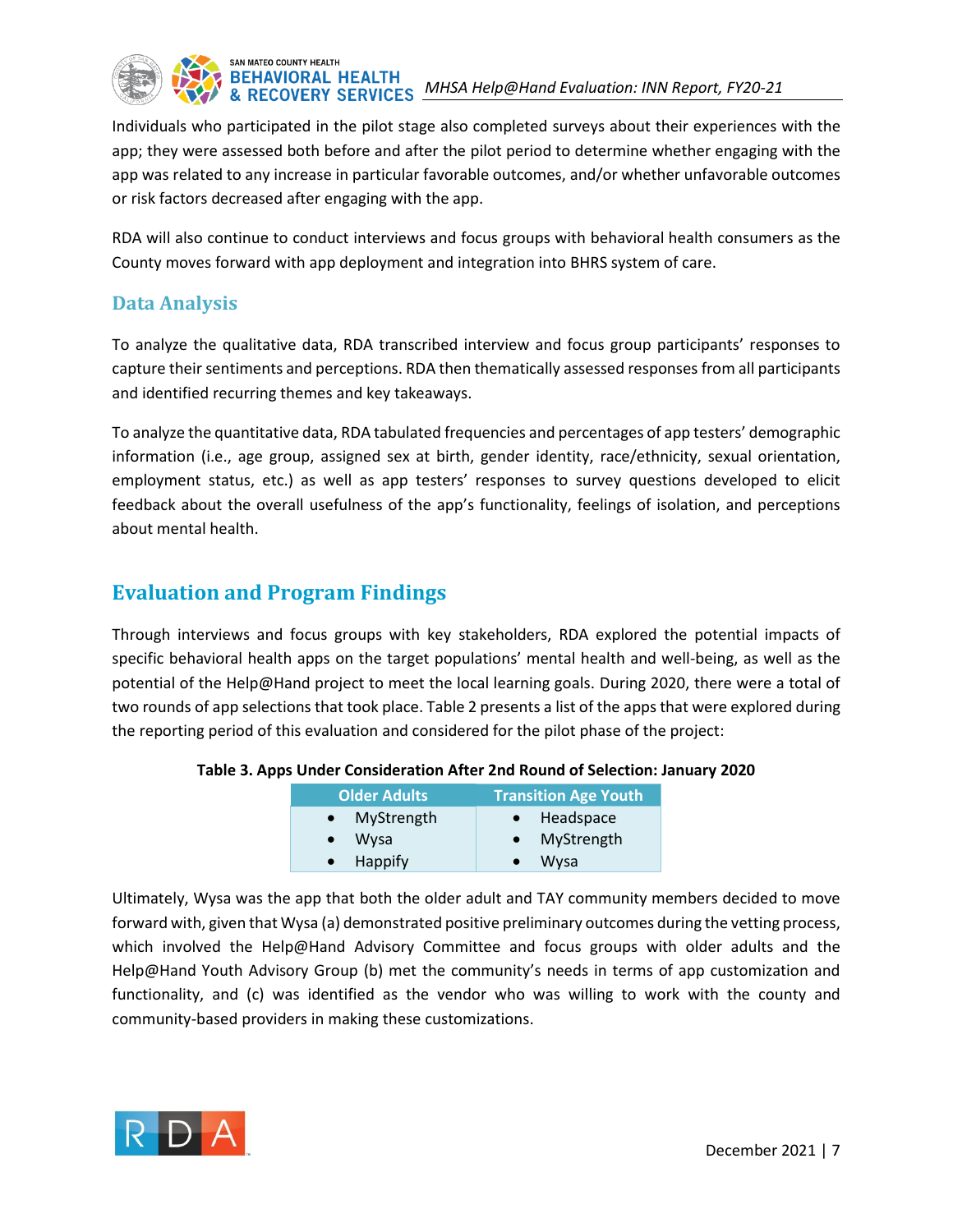Individuals who participated in the pilot stage also completed surveys about their experiences with the app; they were assessed both before and after the pilot period to determine whether engaging with the app was related to any increase in particular favorable outcomes, and/or whether unfavorable outcomes or risk factors decreased after engaging with the app.

RDA will also continue to conduct interviews and focus groups with behavioral health consumers as the County moves forward with app deployment and integration into BHRS system of care.

### Data Analysis

To analyze the qualitative data, RDA transcribed interview and focus group participants' responses to capture their sentiments and perceptions. RDA then thematically assessed responses from all participants and identified recurring themes and key takeaways.

To analyze the quantitative data, RDA tabulated frequencies and percentages of app testers' demographic information (i.e., age group, assigned sex at birth, gender identity, race/ethnicity, sexual orientation, employment status, etc.) as well as app testers' responses to survey questions developed to elicit feedback about the overall usefulness of the app's functionality, feelings of isolation, and perceptions about mental health.

## Evaluation and Program Findings

Through interviews and focus groups with key stakeholders, RDA explored the potential impacts of specific behavioral health apps on the target populations' mental health and well-being, as well as the potential of the Help@Hand project to meet the local learning goals. During 2020, there were a total of two rounds of app selections that took place. Table 2 presents a list of the apps that were explored during the reporting period of this evaluation and considered for the pilot phase of the project:

**Table 3. Apps Under Consideration After 2nd Round of Selection: January 2020**

| Older Adults | Transition Age Youth |
|---|---|
| • MyStrength | • Headspace |
| • Wysa | • MyStrength |
| • Happify | • Wysa |

Ultimately, Wysa was the app that both the older adult and TAY community members decided to move forward with, given that Wysa (a) demonstrated positive preliminary outcomes during the vetting process, which involved the Help@Hand Advisory Committee and focus groups with older adults and the Help@Hand Youth Advisory Group (b) met the community's needs in terms of app customization and functionality, and (c) was identified as the vendor who was willing to work with the county and community-based providers in making these customizations.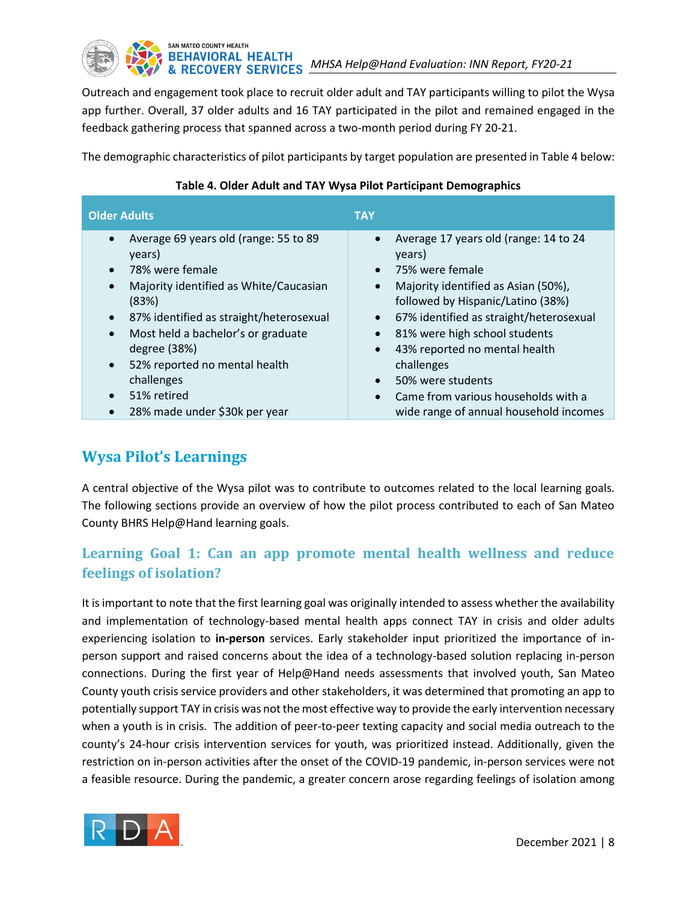Outreach and engagement took place to recruit older adult and TAY participants willing to pilot the Wysa app further. Overall, 37 older adults and 16 TAY participated in the pilot and remained engaged in the feedback gathering process that spanned across a two-month period during FY 20-21.

The demographic characteristics of pilot participants by target population are presented in Table 4 below:

**Table 4. Older Adult and TAY Wysa Pilot Participant Demographics**

| Older Adults | TAY |
| --- | --- |
| • Average 69 years old (range: 55 to 89 years)<br>• 78% were female<br>• Majority identified as White/Caucasian (83%)<br>• 87% identified as straight/heterosexual<br>• Most held a bachelor's or graduate degree (38%)<br>• 52% reported no mental health challenges<br>• 51% retired<br>• 28% made under $30k per year | • Average 17 years old (range: 14 to 24 years)<br>• 75% were female<br>• Majority identified as Asian (50%), followed by Hispanic/Latino (38%)<br>• 67% identified as straight/heterosexual<br>• 81% were high school students<br>• 43% reported no mental health challenges<br>• 50% were students<br>• Came from various households with a wide range of annual household incomes |

## Wysa Pilot's Learnings

A central objective of the Wysa pilot was to contribute to outcomes related to the local learning goals. The following sections provide an overview of how the pilot process contributed to each of San Mateo County BHRS Help@Hand learning goals.

### Learning Goal 1: Can an app promote mental health wellness and reduce feelings of isolation?

It is important to note that the first learning goal was originally intended to assess whether the availability and implementation of technology-based mental health apps connect TAY in crisis and older adults experiencing isolation to **in-person** services. Early stakeholder input prioritized the importance of in-person support and raised concerns about the idea of a technology-based solution replacing in-person connections. During the first year of Help@Hand needs assessments that involved youth, San Mateo County youth crisis service providers and other stakeholders, it was determined that promoting an app to potentially support TAY in crisis was not the most effective way to provide the early intervention necessary when a youth is in crisis. The addition of peer-to-peer texting capacity and social media outreach to the county's 24-hour crisis intervention services for youth, was prioritized instead. Additionally, given the restriction on in-person activities after the onset of the COVID-19 pandemic, in-person services were not a feasible resource. During the pandemic, a greater concern arose regarding feelings of isolation among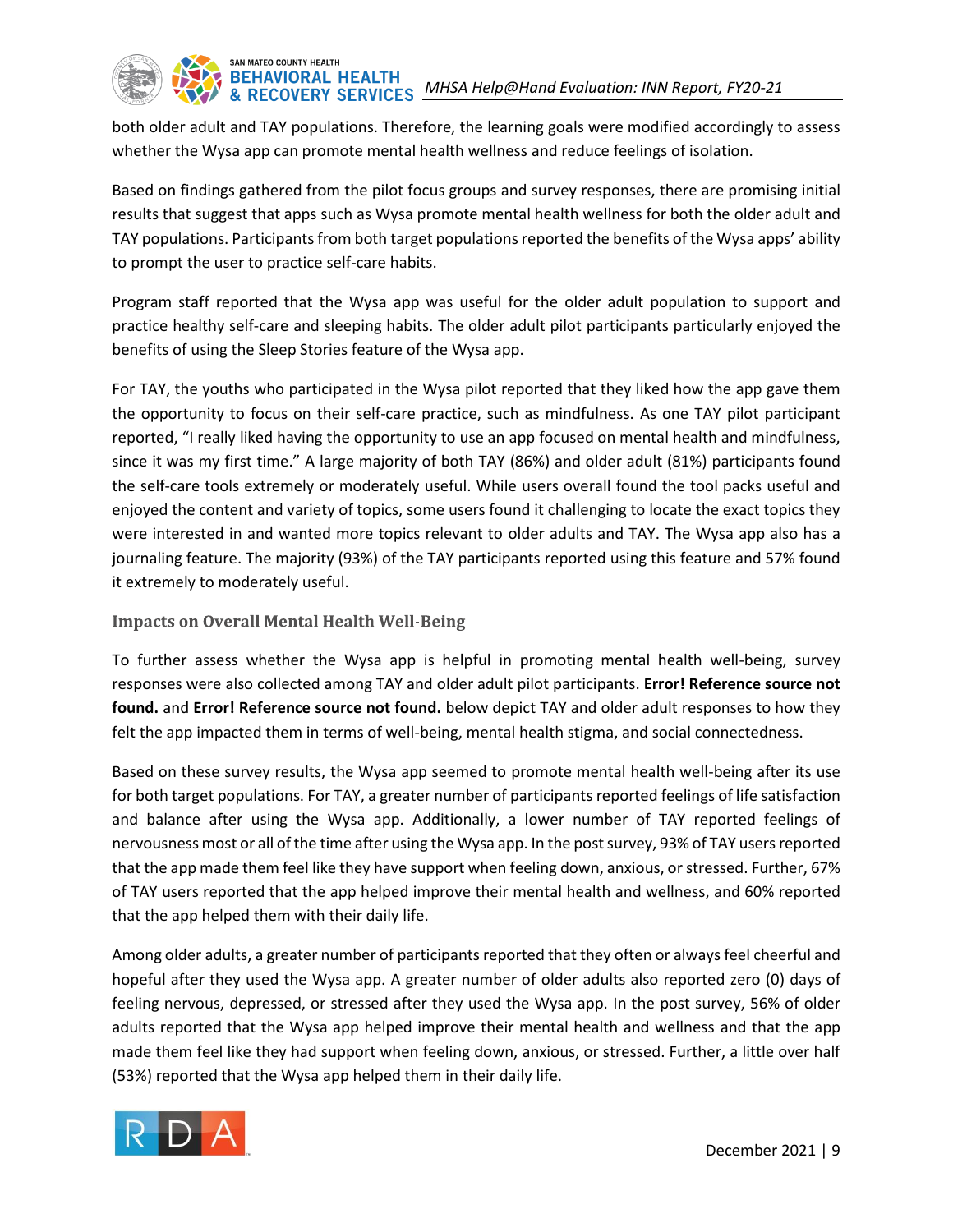both older adult and TAY populations. Therefore, the learning goals were modified accordingly to assess whether the Wysa app can promote mental health wellness and reduce feelings of isolation.

Based on findings gathered from the pilot focus groups and survey responses, there are promising initial results that suggest that apps such as Wysa promote mental health wellness for both the older adult and TAY populations. Participants from both target populations reported the benefits of the Wysa apps' ability to prompt the user to practice self-care habits.

Program staff reported that the Wysa app was useful for the older adult population to support and practice healthy self-care and sleeping habits. The older adult pilot participants particularly enjoyed the benefits of using the Sleep Stories feature of the Wysa app.

For TAY, the youths who participated in the Wysa pilot reported that they liked how the app gave them the opportunity to focus on their self-care practice, such as mindfulness. As one TAY pilot participant reported, "I really liked having the opportunity to use an app focused on mental health and mindfulness, since it was my first time." A large majority of both TAY (86%) and older adult (81%) participants found the self-care tools extremely or moderately useful. While users overall found the tool packs useful and enjoyed the content and variety of topics, some users found it challenging to locate the exact topics they were interested in and wanted more topics relevant to older adults and TAY. The Wysa app also has a journaling feature. The majority (93%) of the TAY participants reported using this feature and 57% found it extremely to moderately useful.

### Impacts on Overall Mental Health Well-Being

To further assess whether the Wysa app is helpful in promoting mental health well-being, survey responses were also collected among TAY and older adult pilot participants. **Error! Reference source not found.** and **Error! Reference source not found.** below depict TAY and older adult responses to how they felt the app impacted them in terms of well-being, mental health stigma, and social connectedness.

Based on these survey results, the Wysa app seemed to promote mental health well-being after its use for both target populations. For TAY, a greater number of participants reported feelings of life satisfaction and balance after using the Wysa app. Additionally, a lower number of TAY reported feelings of nervousness most or all of the time after using the Wysa app. In the post survey, 93% of TAY users reported that the app made them feel like they have support when feeling down, anxious, or stressed. Further, 67% of TAY users reported that the app helped improve their mental health and wellness, and 60% reported that the app helped them with their daily life.

Among older adults, a greater number of participants reported that they often or always feel cheerful and hopeful after they used the Wysa app. A greater number of older adults also reported zero (0) days of feeling nervous, depressed, or stressed after they used the Wysa app. In the post survey, 56% of older adults reported that the Wysa app helped improve their mental health and wellness and that the app made them feel like they had support when feeling down, anxious, or stressed. Further, a little over half (53%) reported that the Wysa app helped them in their daily life.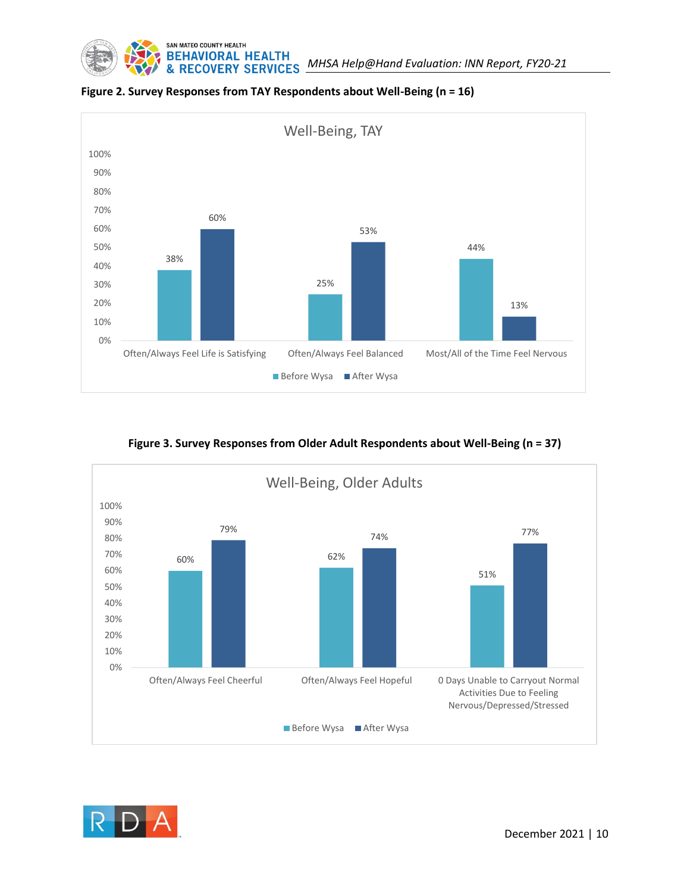**Figure 2. Survey Responses from TAY Respondents about Well-Being (n = 16)**

Well-Being, TAY

| | Before Wysa | After Wysa |
|---|---|---|
| Often/Always Feel Life is Satisfying | 38% | 60% |
| Often/Always Feel Balanced | 25% | 53% |
| Most/All of the Time Feel Nervous | 44% | 13% |

**Figure 3. Survey Responses from Older Adult Respondents about Well-Being (n = 37)**

Well-Being, Older Adults

| | Before Wysa | After Wysa |
|---|---|---|
| Often/Always Feel Cheerful | 60% | 79% |
| Often/Always Feel Hopeful | 62% | 74% |
| 0 Days Unable to Carryout Normal Activities Due to Feeling Nervous/Depressed/Stressed | 51% | 77% |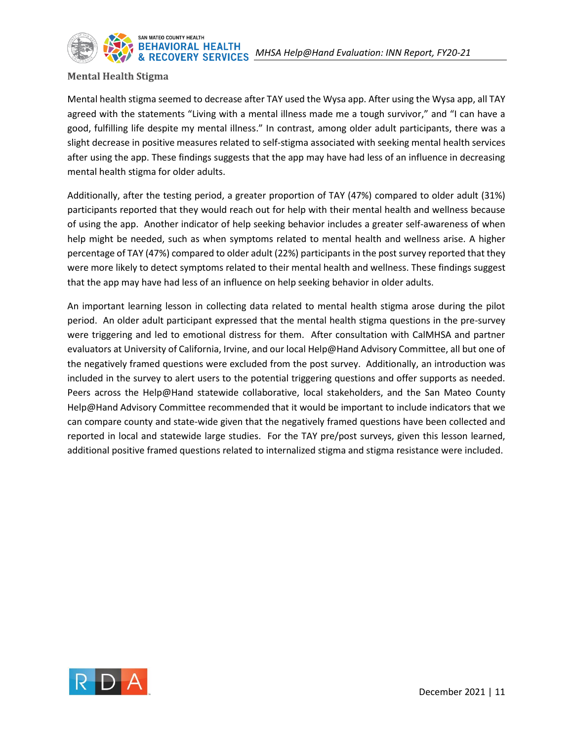### Mental Health Stigma

Mental health stigma seemed to decrease after TAY used the Wysa app. After using the Wysa app, all TAY agreed with the statements "Living with a mental illness made me a tough survivor," and "I can have a good, fulfilling life despite my mental illness." In contrast, among older adult participants, there was a slight decrease in positive measures related to self-stigma associated with seeking mental health services after using the app. These findings suggests that the app may have had less of an influence in decreasing mental health stigma for older adults.

Additionally, after the testing period, a greater proportion of TAY (47%) compared to older adult (31%) participants reported that they would reach out for help with their mental health and wellness because of using the app. Another indicator of help seeking behavior includes a greater self-awareness of when help might be needed, such as when symptoms related to mental health and wellness arise. A higher percentage of TAY (47%) compared to older adult (22%) participants in the post survey reported that they were more likely to detect symptoms related to their mental health and wellness. These findings suggest that the app may have had less of an influence on help seeking behavior in older adults.

An important learning lesson in collecting data related to mental health stigma arose during the pilot period. An older adult participant expressed that the mental health stigma questions in the pre-survey were triggering and led to emotional distress for them. After consultation with CalMHSA and partner evaluators at University of California, Irvine, and our local Help@Hand Advisory Committee, all but one of the negatively framed questions were excluded from the post survey. Additionally, an introduction was included in the survey to alert users to the potential triggering questions and offer supports as needed. Peers across the Help@Hand statewide collaborative, local stakeholders, and the San Mateo County Help@Hand Advisory Committee recommended that it would be important to include indicators that we can compare county and state-wide given that the negatively framed questions have been collected and reported in local and statewide large studies. For the TAY pre/post surveys, given this lesson learned, additional positive framed questions related to internalized stigma and stigma resistance were included.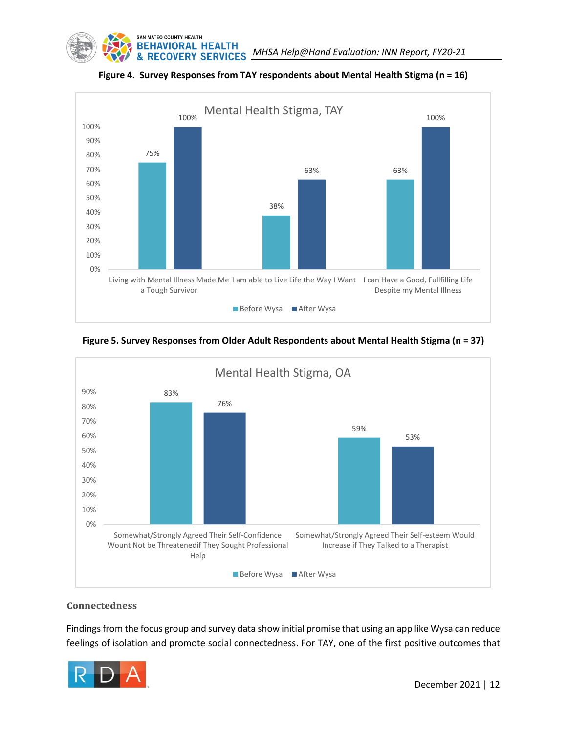**Figure 4. Survey Responses from TAY respondents about Mental Health Stigma (n = 16)**

Mental Health Stigma, TAY

| | Before Wysa | After Wysa |
|---|---|---|
| Living with Mental Illness Made Me a Tough Survivor | 75% | 100% |
| I am able to Live Life the Way I Want | 38% | 63% |
| I can Have a Good, Fullfilling Life Despite my Mental Illness | 63% | 100% |

**Figure 5. Survey Responses from Older Adult Respondents about Mental Health Stigma (n = 37)**

Mental Health Stigma, OA

| | Before Wysa | After Wysa |
|---|---|---|
| Somewhat/Strongly Agreed Their Self-Confidence Wount Not be Threatenedif They Sought Professional Help | 83% | 76% |
| Somewhat/Strongly Agreed Their Self-esteem Would Increase if They Talked to a Therapist | 59% | 53% |

### Connectedness

Findings from the focus group and survey data show initial promise that using an app like Wysa can reduce feelings of isolation and promote social connectedness. For TAY, one of the first positive outcomes that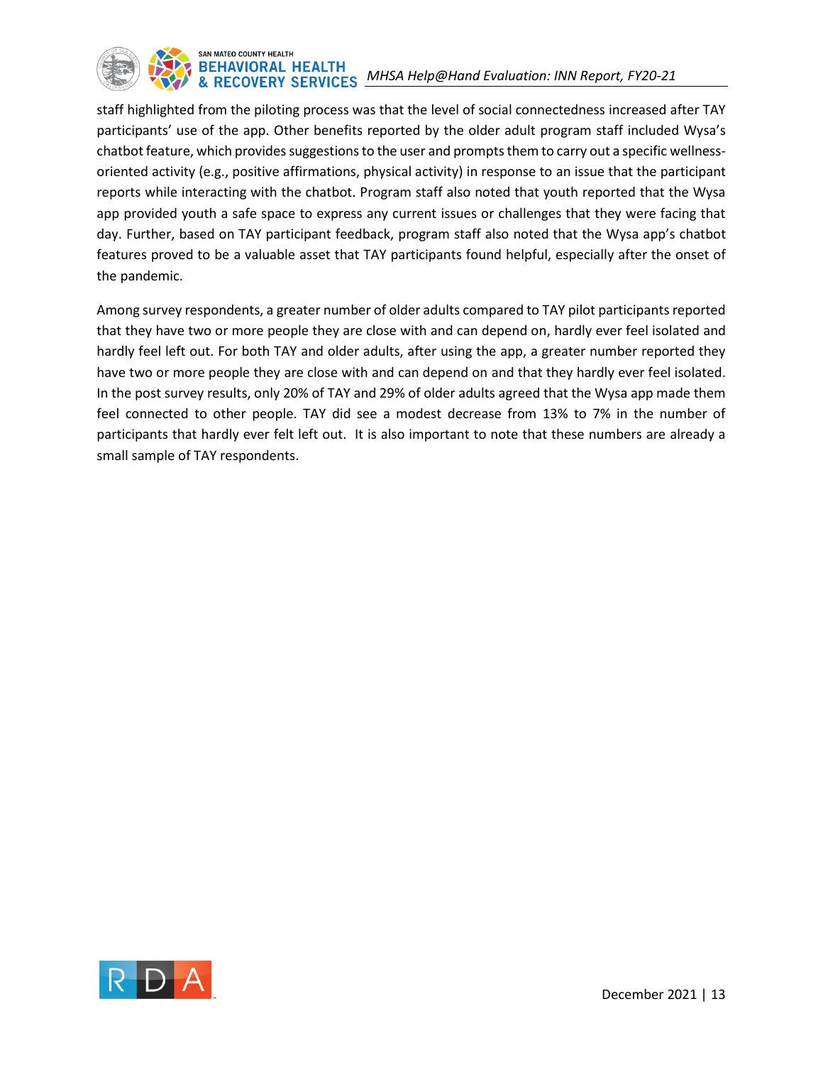staff highlighted from the piloting process was that the level of social connectedness increased after TAY participants' use of the app. Other benefits reported by the older adult program staff included Wysa's chatbot feature, which provides suggestions to the user and prompts them to carry out a specific wellness-oriented activity (e.g., positive affirmations, physical activity) in response to an issue that the participant reports while interacting with the chatbot. Program staff also noted that youth reported that the Wysa app provided youth a safe space to express any current issues or challenges that they were facing that day. Further, based on TAY participant feedback, program staff also noted that the Wysa app's chatbot features proved to be a valuable asset that TAY participants found helpful, especially after the onset of the pandemic.

Among survey respondents, a greater number of older adults compared to TAY pilot participants reported that they have two or more people they are close with and can depend on, hardly ever feel isolated and hardly feel left out. For both TAY and older adults, after using the app, a greater number reported they have two or more people they are close with and can depend on and that they hardly ever feel isolated. In the post survey results, only 20% of TAY and 29% of older adults agreed that the Wysa app made them feel connected to other people. TAY did see a modest decrease from 13% to 7% in the number of participants that hardly ever felt left out. It is also important to note that these numbers are already a small sample of TAY respondents.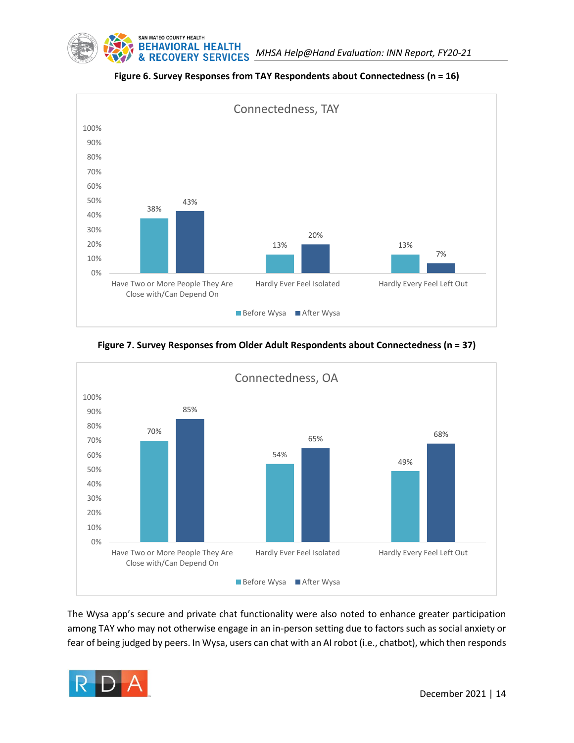**Figure 6. Survey Responses from TAY Respondents about Connectedness (n = 16)**

Connectedness, TAY

| | Before Wysa | After Wysa |
| --- | --- | --- |
| Have Two or More People They Are Close with/Can Depend On | 38% | 43% |
| Hardly Ever Feel Isolated | 13% | 20% |
| Hardly Every Feel Left Out | 13% | 7% |

**Figure 7. Survey Responses from Older Adult Respondents about Connectedness (n = 37)**

Connectedness, OA

| | Before Wysa | After Wysa |
| --- | --- | --- |
| Have Two or More People They Are Close with/Can Depend On | 70% | 85% |
| Hardly Ever Feel Isolated | 54% | 65% |
| Hardly Every Feel Left Out | 49% | 68% |

The Wysa app's secure and private chat functionality were also noted to enhance greater participation among TAY who may not otherwise engage in an in-person setting due to factors such as social anxiety or fear of being judged by peers. In Wysa, users can chat with an AI robot (i.e., chatbot), which then responds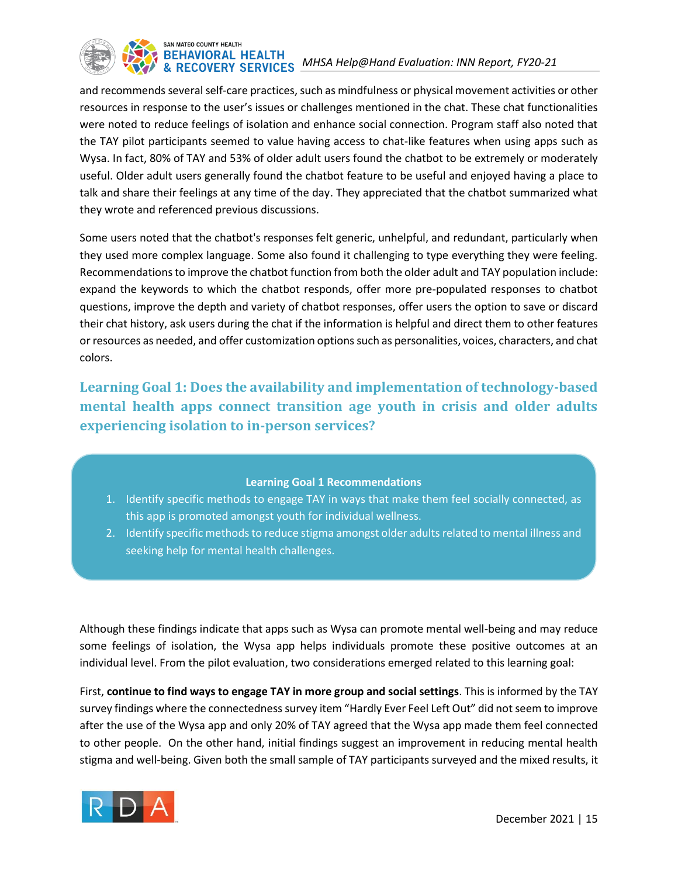and recommends several self-care practices, such as mindfulness or physical movement activities or other resources in response to the user's issues or challenges mentioned in the chat. These chat functionalities were noted to reduce feelings of isolation and enhance social connection. Program staff also noted that the TAY pilot participants seemed to value having access to chat-like features when using apps such as Wysa. In fact, 80% of TAY and 53% of older adult users found the chatbot to be extremely or moderately useful. Older adult users generally found the chatbot feature to be useful and enjoyed having a place to talk and share their feelings at any time of the day. They appreciated that the chatbot summarized what they wrote and referenced previous discussions.

Some users noted that the chatbot's responses felt generic, unhelpful, and redundant, particularly when they used more complex language. Some also found it challenging to type everything they were feeling. Recommendations to improve the chatbot function from both the older adult and TAY population include: expand the keywords to which the chatbot responds, offer more pre-populated responses to chatbot questions, improve the depth and variety of chatbot responses, offer users the option to save or discard their chat history, ask users during the chat if the information is helpful and direct them to other features or resources as needed, and offer customization options such as personalities, voices, characters, and chat colors.

## Learning Goal 1: Does the availability and implementation of technology-based mental health apps connect transition age youth in crisis and older adults experiencing isolation to in-person services?

**Learning Goal 1 Recommendations**

1. Identify specific methods to engage TAY in ways that make them feel socially connected, as this app is promoted amongst youth for individual wellness.
2. Identify specific methods to reduce stigma amongst older adults related to mental illness and seeking help for mental health challenges.

Although these findings indicate that apps such as Wysa can promote mental well-being and may reduce some feelings of isolation, the Wysa app helps individuals promote these positive outcomes at an individual level. From the pilot evaluation, two considerations emerged related to this learning goal:

First, **continue to find ways to engage TAY in more group and social settings**. This is informed by the TAY survey findings where the connectedness survey item "Hardly Ever Feel Left Out" did not seem to improve after the use of the Wysa app and only 20% of TAY agreed that the Wysa app made them feel connected to other people. On the other hand, initial findings suggest an improvement in reducing mental health stigma and well-being. Given both the small sample of TAY participants surveyed and the mixed results, it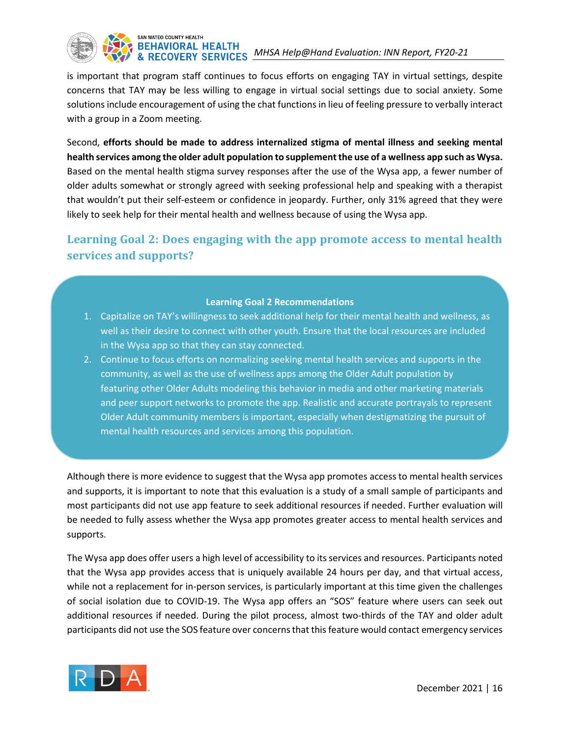is important that program staff continues to focus efforts on engaging TAY in virtual settings, despite concerns that TAY may be less willing to engage in virtual social settings due to social anxiety. Some solutions include encouragement of using the chat functions in lieu of feeling pressure to verbally interact with a group in a Zoom meeting.

Second, **efforts should be made to address internalized stigma of mental illness and seeking mental health services among the older adult population to supplement the use of a wellness app such as Wysa.** Based on the mental health stigma survey responses after the use of the Wysa app, a fewer number of older adults somewhat or strongly agreed with seeking professional help and speaking with a therapist that wouldn't put their self-esteem or confidence in jeopardy. Further, only 31% agreed that they were likely to seek help for their mental health and wellness because of using the Wysa app.

## Learning Goal 2: Does engaging with the app promote access to mental health services and supports?

**Learning Goal 2 Recommendations**

1. Capitalize on TAY's willingness to seek additional help for their mental health and wellness, as well as their desire to connect with other youth. Ensure that the local resources are included in the Wysa app so that they can stay connected.
2. Continue to focus efforts on normalizing seeking mental health services and supports in the community, as well as the use of wellness apps among the Older Adult population by featuring other Older Adults modeling this behavior in media and other marketing materials and peer support networks to promote the app. Realistic and accurate portrayals to represent Older Adult community members is important, especially when destigmatizing the pursuit of mental health resources and services among this population.

Although there is more evidence to suggest that the Wysa app promotes access to mental health services and supports, it is important to note that this evaluation is a study of a small sample of participants and most participants did not use app feature to seek additional resources if needed. Further evaluation will be needed to fully assess whether the Wysa app promotes greater access to mental health services and supports.

The Wysa app does offer users a high level of accessibility to its services and resources. Participants noted that the Wysa app provides access that is uniquely available 24 hours per day, and that virtual access, while not a replacement for in-person services, is particularly important at this time given the challenges of social isolation due to COVID-19. The Wysa app offers an "SOS" feature where users can seek out additional resources if needed. During the pilot process, almost two-thirds of the TAY and older adult participants did not use the SOS feature over concerns that this feature would contact emergency services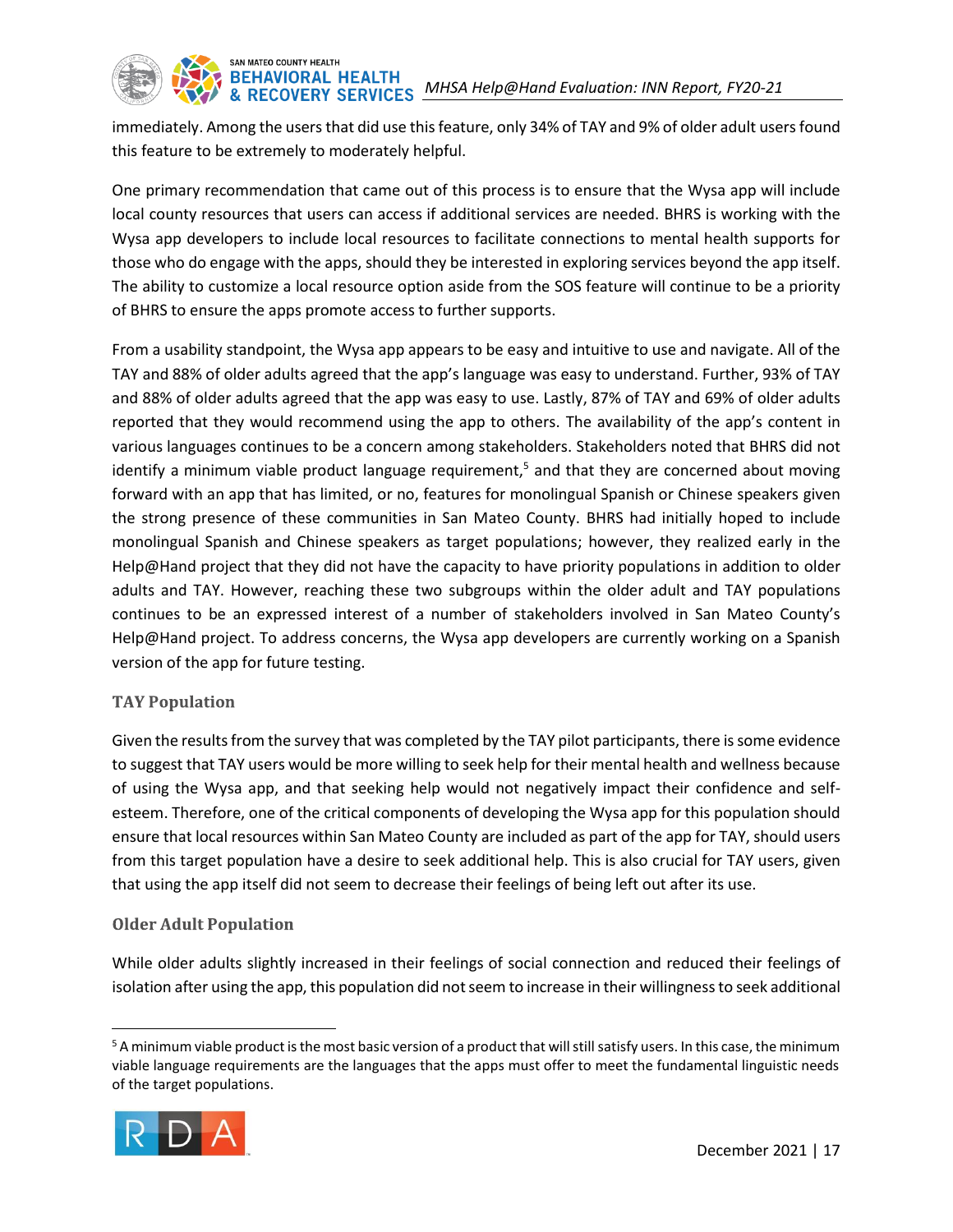immediately. Among the users that did use this feature, only 34% of TAY and 9% of older adult users found this feature to be extremely to moderately helpful.

One primary recommendation that came out of this process is to ensure that the Wysa app will include local county resources that users can access if additional services are needed. BHRS is working with the Wysa app developers to include local resources to facilitate connections to mental health supports for those who do engage with the apps, should they be interested in exploring services beyond the app itself. The ability to customize a local resource option aside from the SOS feature will continue to be a priority of BHRS to ensure the apps promote access to further supports.

From a usability standpoint, the Wysa app appears to be easy and intuitive to use and navigate. All of the TAY and 88% of older adults agreed that the app's language was easy to understand. Further, 93% of TAY and 88% of older adults agreed that the app was easy to use. Lastly, 87% of TAY and 69% of older adults reported that they would recommend using the app to others. The availability of the app's content in various languages continues to be a concern among stakeholders. Stakeholders noted that BHRS did not identify a minimum viable product language requirement,[5] and that they are concerned about moving forward with an app that has limited, or no, features for monolingual Spanish or Chinese speakers given the strong presence of these communities in San Mateo County. BHRS had initially hoped to include monolingual Spanish and Chinese speakers as target populations; however, they realized early in the Help@Hand project that they did not have the capacity to have priority populations in addition to older adults and TAY. However, reaching these two subgroups within the older adult and TAY populations continues to be an expressed interest of a number of stakeholders involved in San Mateo County's Help@Hand project. To address concerns, the Wysa app developers are currently working on a Spanish version of the app for future testing.

### TAY Population

Given the results from the survey that was completed by the TAY pilot participants, there is some evidence to suggest that TAY users would be more willing to seek help for their mental health and wellness because of using the Wysa app, and that seeking help would not negatively impact their confidence and self-esteem. Therefore, one of the critical components of developing the Wysa app for this population should ensure that local resources within San Mateo County are included as part of the app for TAY, should users from this target population have a desire to seek additional help. This is also crucial for TAY users, given that using the app itself did not seem to decrease their feelings of being left out after its use.

### Older Adult Population

While older adults slightly increased in their feelings of social connection and reduced their feelings of isolation after using the app, this population did not seem to increase in their willingness to seek additional

[5] A minimum viable product is the most basic version of a product that will still satisfy users. In this case, the minimum viable language requirements are the languages that the apps must offer to meet the fundamental linguistic needs of the target populations.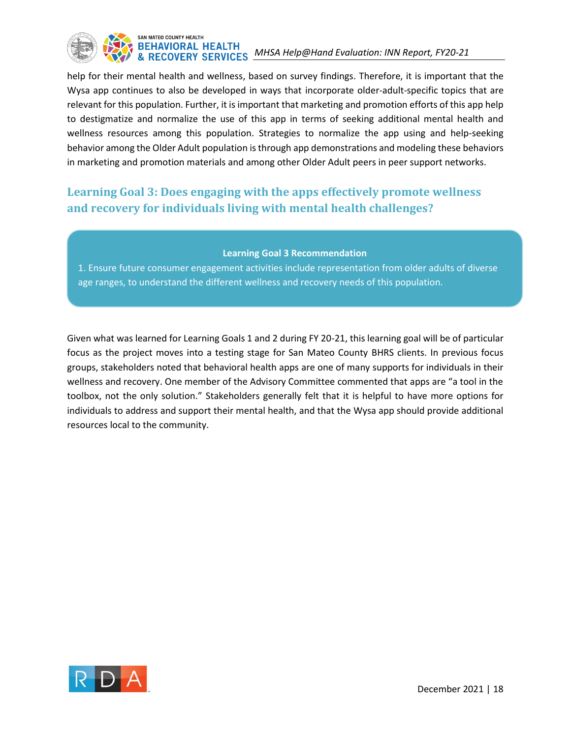help for their mental health and wellness, based on survey findings. Therefore, it is important that the Wysa app continues to also be developed in ways that incorporate older-adult-specific topics that are relevant for this population. Further, it is important that marketing and promotion efforts of this app help to destigmatize and normalize the use of this app in terms of seeking additional mental health and wellness resources among this population. Strategies to normalize the app using and help-seeking behavior among the Older Adult population is through app demonstrations and modeling these behaviors in marketing and promotion materials and among other Older Adult peers in peer support networks.

## Learning Goal 3: Does engaging with the apps effectively promote wellness and recovery for individuals living with mental health challenges?

**Learning Goal 3 Recommendation**

1. Ensure future consumer engagement activities include representation from older adults of diverse age ranges, to understand the different wellness and recovery needs of this population.

Given what was learned for Learning Goals 1 and 2 during FY 20-21, this learning goal will be of particular focus as the project moves into a testing stage for San Mateo County BHRS clients. In previous focus groups, stakeholders noted that behavioral health apps are one of many supports for individuals in their wellness and recovery. One member of the Advisory Committee commented that apps are "a tool in the toolbox, not the only solution." Stakeholders generally felt that it is helpful to have more options for individuals to address and support their mental health, and that the Wysa app should provide additional resources local to the community.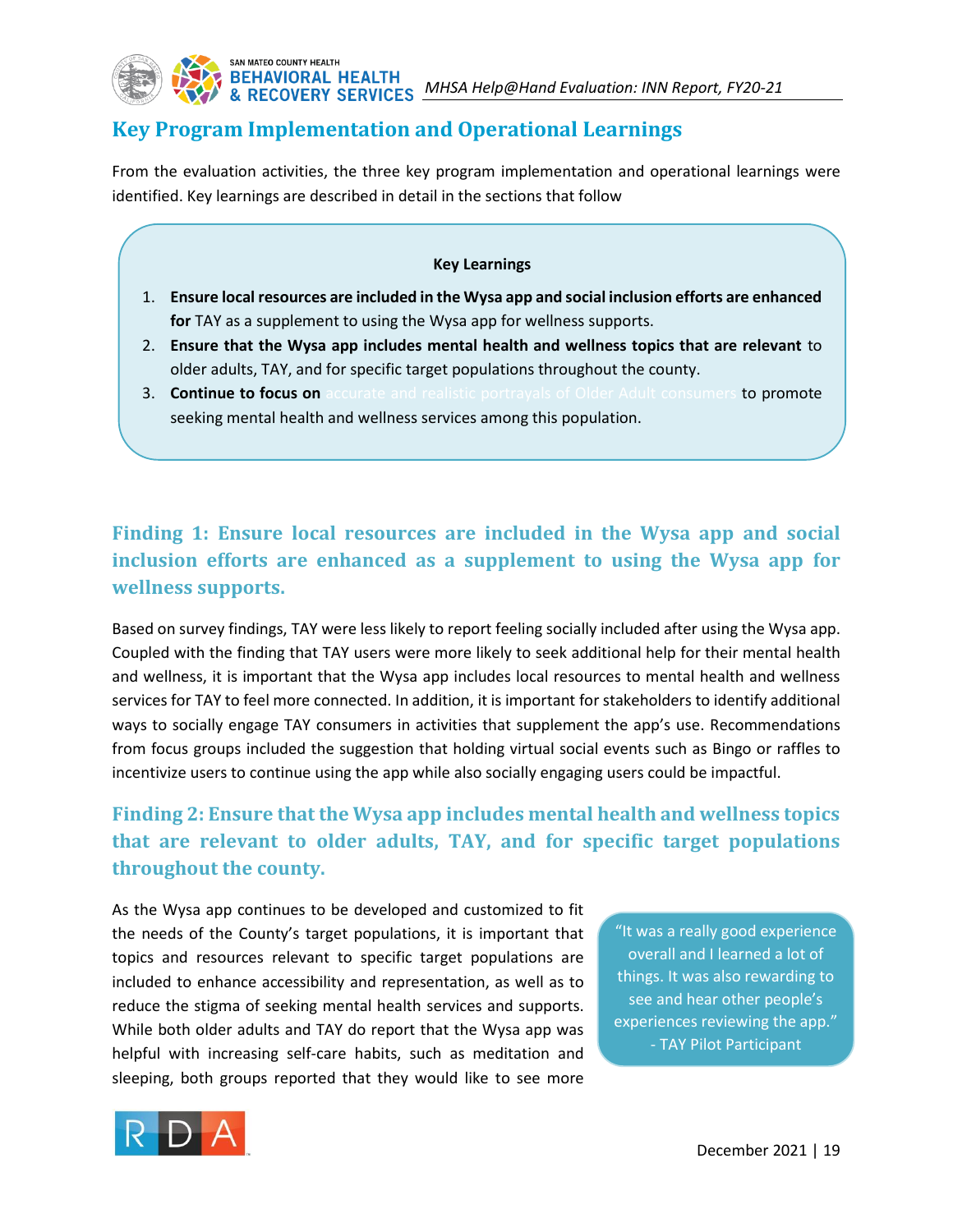## Key Program Implementation and Operational Learnings

From the evaluation activities, the three key program implementation and operational learnings were identified. Key learnings are described in detail in the sections that follow

**Key Learnings**

1. **Ensure local resources are included in the Wysa app and social inclusion efforts are enhanced for** TAY as a supplement to using the Wysa app for wellness supports.
2. **Ensure that the Wysa app includes mental health and wellness topics that are relevant** to older adults, TAY, and for specific target populations throughout the county.
3. **Continue to focus on** accurate and realistic portrayals of Older Adult consumers to promote seeking mental health and wellness services among this population.

### Finding 1: Ensure local resources are included in the Wysa app and social inclusion efforts are enhanced as a supplement to using the Wysa app for wellness supports.

Based on survey findings, TAY were less likely to report feeling socially included after using the Wysa app. Coupled with the finding that TAY users were more likely to seek additional help for their mental health and wellness, it is important that the Wysa app includes local resources to mental health and wellness services for TAY to feel more connected. In addition, it is important for stakeholders to identify additional ways to socially engage TAY consumers in activities that supplement the app's use. Recommendations from focus groups included the suggestion that holding virtual social events such as Bingo or raffles to incentivize users to continue using the app while also socially engaging users could be impactful.

### Finding 2: Ensure that the Wysa app includes mental health and wellness topics that are relevant to older adults, TAY, and for specific target populations throughout the county.

As the Wysa app continues to be developed and customized to fit the needs of the County's target populations, it is important that topics and resources relevant to specific target populations are included to enhance accessibility and representation, as well as to reduce the stigma of seeking mental health services and supports. While both older adults and TAY do report that the Wysa app was helpful with increasing self-care habits, such as meditation and sleeping, both groups reported that they would like to see more

> "It was a really good experience overall and I learned a lot of things. It was also rewarding to see and hear other people's experiences reviewing the app."
> - TAY Pilot Participant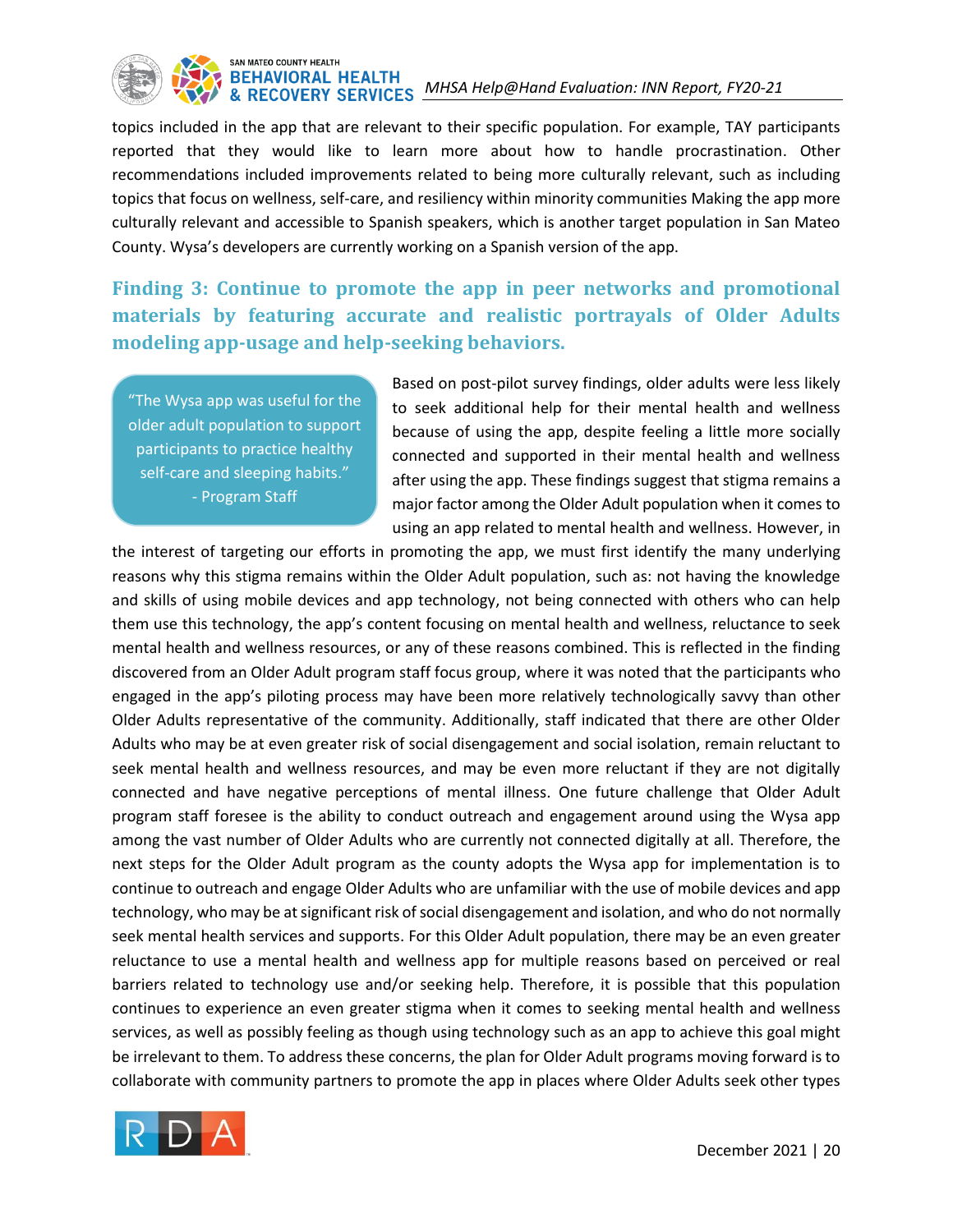topics included in the app that are relevant to their specific population. For example, TAY participants reported that they would like to learn more about how to handle procrastination. Other recommendations included improvements related to being more culturally relevant, such as including topics that focus on wellness, self-care, and resiliency within minority communities Making the app more culturally relevant and accessible to Spanish speakers, which is another target population in San Mateo County. Wysa's developers are currently working on a Spanish version of the app.

### Finding 3: Continue to promote the app in peer networks and promotional materials by featuring accurate and realistic portrayals of Older Adults modeling app-usage and help-seeking behaviors.

> "The Wysa app was useful for the older adult population to support participants to practice healthy self-care and sleeping habits."
> - Program Staff

Based on post-pilot survey findings, older adults were less likely to seek additional help for their mental health and wellness because of using the app, despite feeling a little more socially connected and supported in their mental health and wellness after using the app. These findings suggest that stigma remains a major factor among the Older Adult population when it comes to using an app related to mental health and wellness. However, in the interest of targeting our efforts in promoting the app, we must first identify the many underlying reasons why this stigma remains within the Older Adult population, such as: not having the knowledge and skills of using mobile devices and app technology, not being connected with others who can help them use this technology, the app's content focusing on mental health and wellness, reluctance to seek mental health and wellness resources, or any of these reasons combined. This is reflected in the finding discovered from an Older Adult program staff focus group, where it was noted that the participants who engaged in the app's piloting process may have been more relatively technologically savvy than other Older Adults representative of the community. Additionally, staff indicated that there are other Older Adults who may be at even greater risk of social disengagement and social isolation, remain reluctant to seek mental health and wellness resources, and may be even more reluctant if they are not digitally connected and have negative perceptions of mental illness. One future challenge that Older Adult program staff foresee is the ability to conduct outreach and engagement around using the Wysa app among the vast number of Older Adults who are currently not connected digitally at all. Therefore, the next steps for the Older Adult program as the county adopts the Wysa app for implementation is to continue to outreach and engage Older Adults who are unfamiliar with the use of mobile devices and app technology, who may be at significant risk of social disengagement and isolation, and who do not normally seek mental health services and supports. For this Older Adult population, there may be an even greater reluctance to use a mental health and wellness app for multiple reasons based on perceived or real barriers related to technology use and/or seeking help. Therefore, it is possible that this population continues to experience an even greater stigma when it comes to seeking mental health and wellness services, as well as possibly feeling as though using technology such as an app to achieve this goal might be irrelevant to them. To address these concerns, the plan for Older Adult programs moving forward is to collaborate with community partners to promote the app in places where Older Adults seek other types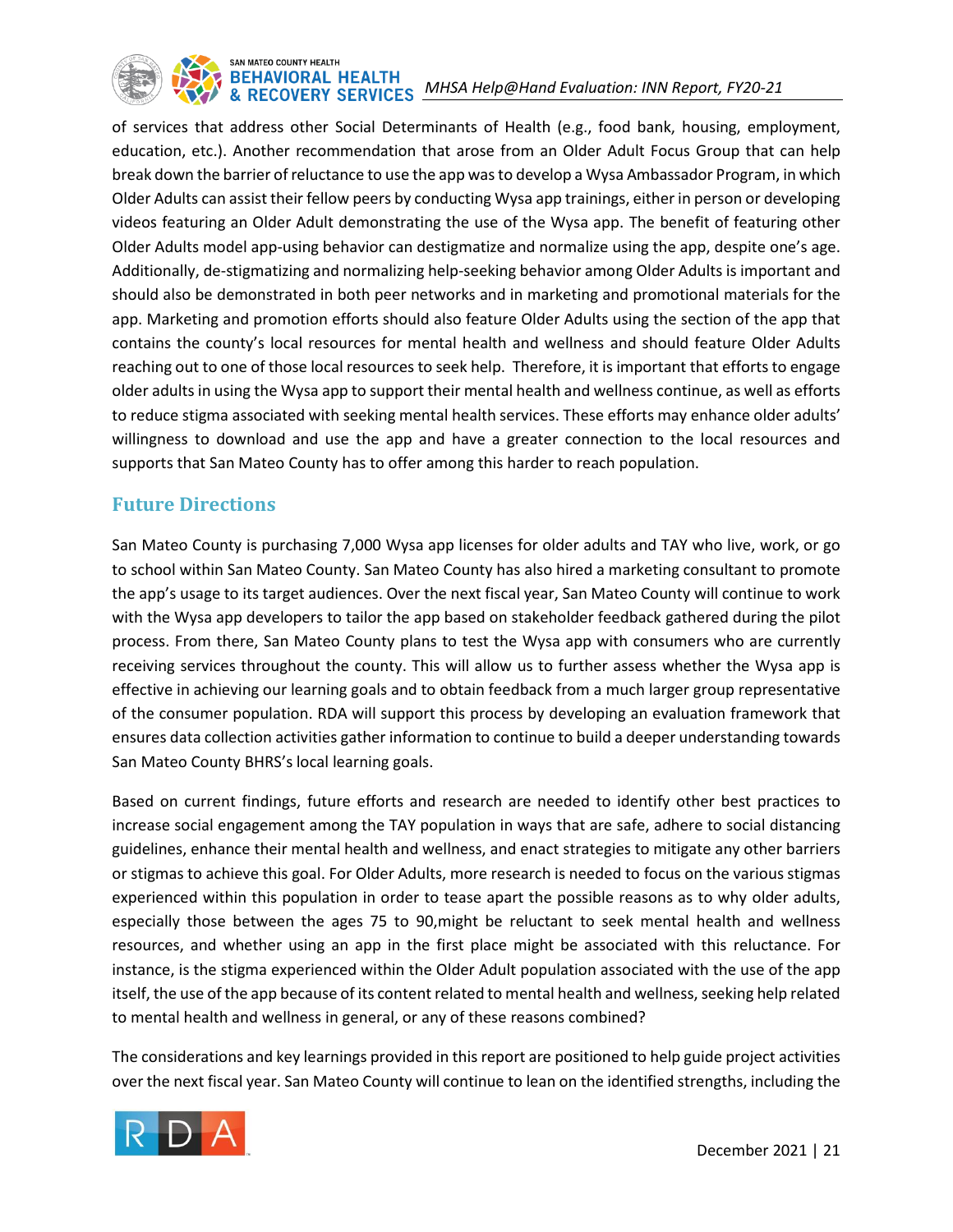of services that address other Social Determinants of Health (e.g., food bank, housing, employment, education, etc.). Another recommendation that arose from an Older Adult Focus Group that can help break down the barrier of reluctance to use the app was to develop a Wysa Ambassador Program, in which Older Adults can assist their fellow peers by conducting Wysa app trainings, either in person or developing videos featuring an Older Adult demonstrating the use of the Wysa app. The benefit of featuring other Older Adults model app-using behavior can destigmatize and normalize using the app, despite one's age. Additionally, de-stigmatizing and normalizing help-seeking behavior among Older Adults is important and should also be demonstrated in both peer networks and in marketing and promotional materials for the app. Marketing and promotion efforts should also feature Older Adults using the section of the app that contains the county's local resources for mental health and wellness and should feature Older Adults reaching out to one of those local resources to seek help. Therefore, it is important that efforts to engage older adults in using the Wysa app to support their mental health and wellness continue, as well as efforts to reduce stigma associated with seeking mental health services. These efforts may enhance older adults' willingness to download and use the app and have a greater connection to the local resources and supports that San Mateo County has to offer among this harder to reach population.

## Future Directions

San Mateo County is purchasing 7,000 Wysa app licenses for older adults and TAY who live, work, or go to school within San Mateo County. San Mateo County has also hired a marketing consultant to promote the app's usage to its target audiences. Over the next fiscal year, San Mateo County will continue to work with the Wysa app developers to tailor the app based on stakeholder feedback gathered during the pilot process. From there, San Mateo County plans to test the Wysa app with consumers who are currently receiving services throughout the county. This will allow us to further assess whether the Wysa app is effective in achieving our learning goals and to obtain feedback from a much larger group representative of the consumer population. RDA will support this process by developing an evaluation framework that ensures data collection activities gather information to continue to build a deeper understanding towards San Mateo County BHRS's local learning goals.

Based on current findings, future efforts and research are needed to identify other best practices to increase social engagement among the TAY population in ways that are safe, adhere to social distancing guidelines, enhance their mental health and wellness, and enact strategies to mitigate any other barriers or stigmas to achieve this goal. For Older Adults, more research is needed to focus on the various stigmas experienced within this population in order to tease apart the possible reasons as to why older adults, especially those between the ages 75 to 90,might be reluctant to seek mental health and wellness resources, and whether using an app in the first place might be associated with this reluctance. For instance, is the stigma experienced within the Older Adult population associated with the use of the app itself, the use of the app because of its content related to mental health and wellness, seeking help related to mental health and wellness in general, or any of these reasons combined?

The considerations and key learnings provided in this report are positioned to help guide project activities over the next fiscal year. San Mateo County will continue to lean on the identified strengths, including the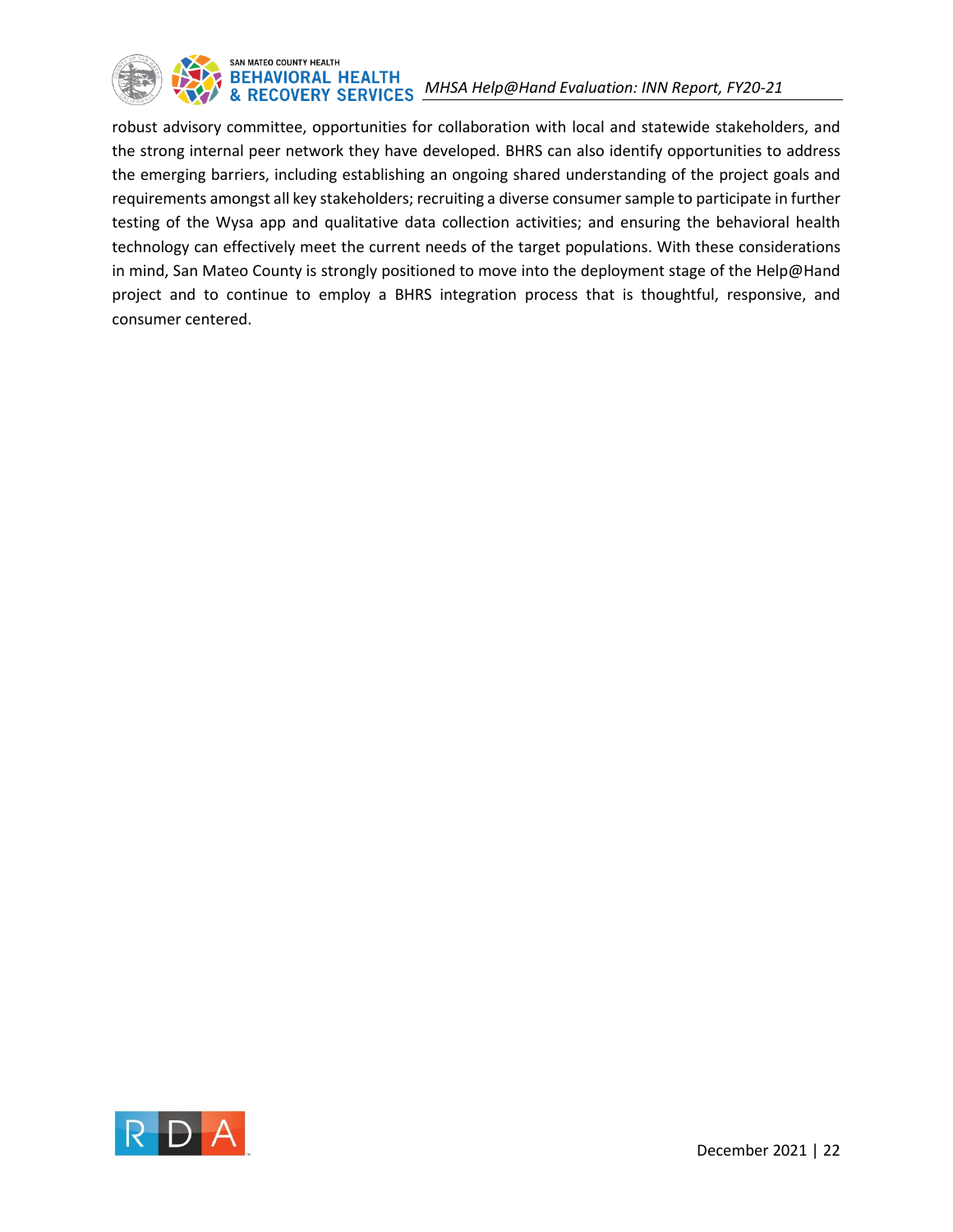robust advisory committee, opportunities for collaboration with local and statewide stakeholders, and the strong internal peer network they have developed. BHRS can also identify opportunities to address the emerging barriers, including establishing an ongoing shared understanding of the project goals and requirements amongst all key stakeholders; recruiting a diverse consumer sample to participate in further testing of the Wysa app and qualitative data collection activities; and ensuring the behavioral health technology can effectively meet the current needs of the target populations. With these considerations in mind, San Mateo County is strongly positioned to move into the deployment stage of the Help@Hand project and to continue to employ a BHRS integration process that is thoughtful, responsive, and consumer centered.